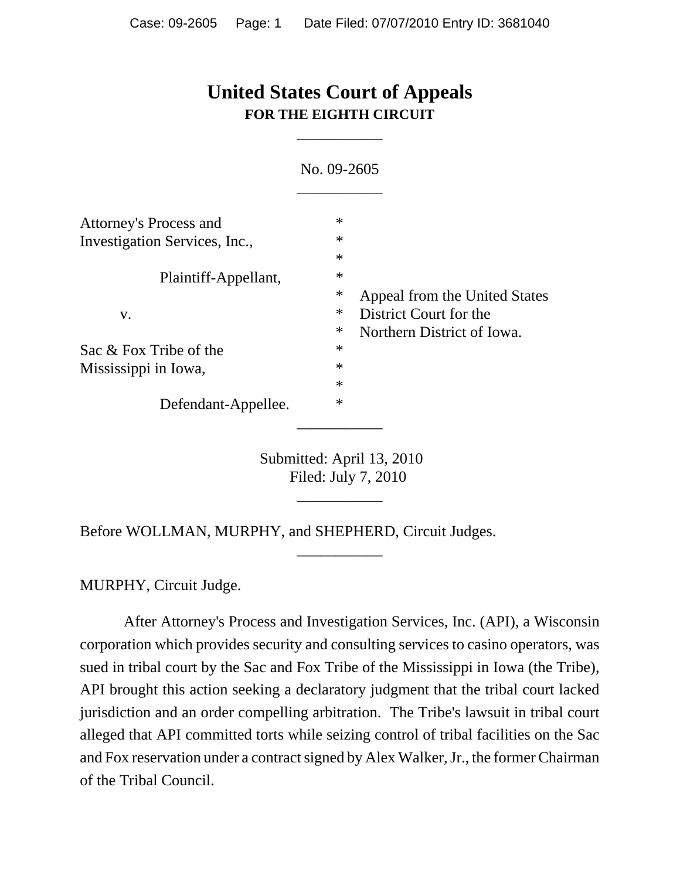# United States Court of Appeals
## FOR THE EIGHTH CIRCUIT

___________

No. 09-2605

___________

| | | |
|---|---|---|
| Attorney's Process and Investigation Services, Inc., | * | |
| | * | |
| Plaintiff-Appellant, | * | |
| | * | Appeal from the United States |
| v. | * | District Court for the |
| | * | Northern District of Iowa. |
| Sac & Fox Tribe of the Mississippi in Iowa, | * | |
| | * | |
| Defendant-Appellee. | * | |

___________

Submitted: April 13, 2010
Filed: July 7, 2010

___________

Before WOLLMAN, MURPHY, and SHEPHERD, Circuit Judges.

___________

MURPHY, Circuit Judge.

After Attorney's Process and Investigation Services, Inc. (API), a Wisconsin corporation which provides security and consulting services to casino operators, was sued in tribal court by the Sac and Fox Tribe of the Mississippi in Iowa (the Tribe), API brought this action seeking a declaratory judgment that the tribal court lacked jurisdiction and an order compelling arbitration. The Tribe's lawsuit in tribal court alleged that API committed torts while seizing control of tribal facilities on the Sac and Fox reservation under a contract signed by Alex Walker, Jr., the former Chairman of the Tribal Council.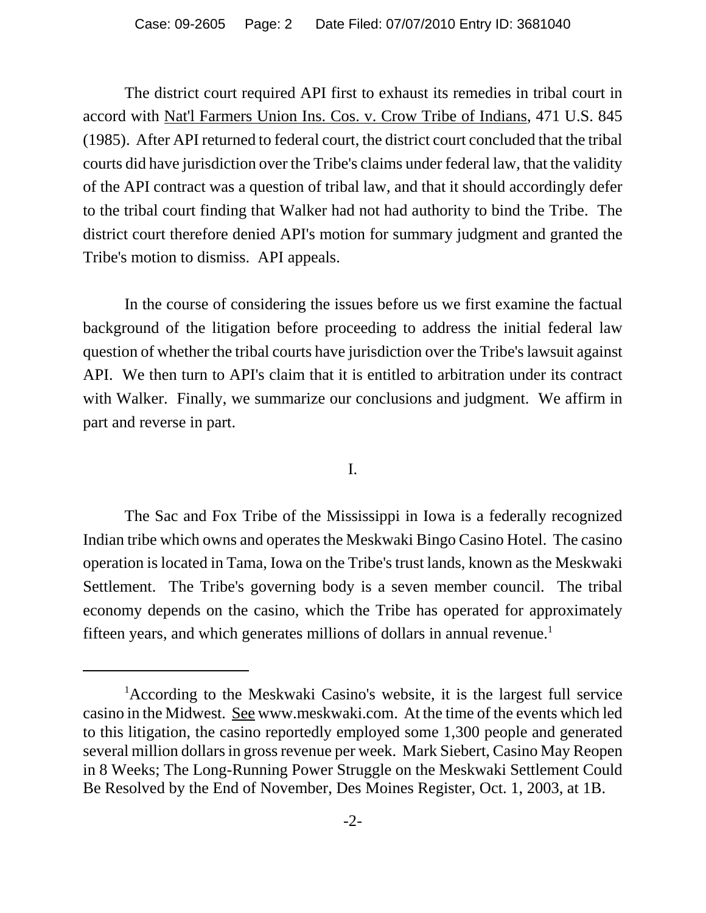The district court required API first to exhaust its remedies in tribal court in accord with Nat'l Farmers Union Ins. Cos. v. Crow Tribe of Indians, 471 U.S. 845 (1985). After API returned to federal court, the district court concluded that the tribal courts did have jurisdiction over the Tribe's claims under federal law, that the validity of the API contract was a question of tribal law, and that it should accordingly defer to the tribal court finding that Walker had not had authority to bind the Tribe. The district court therefore denied API's motion for summary judgment and granted the Tribe's motion to dismiss. API appeals.

In the course of considering the issues before us we first examine the factual background of the litigation before proceeding to address the initial federal law question of whether the tribal courts have jurisdiction over the Tribe's lawsuit against API. We then turn to API's claim that it is entitled to arbitration under its contract with Walker. Finally, we summarize our conclusions and judgment. We affirm in part and reverse in part.

## I.

The Sac and Fox Tribe of the Mississippi in Iowa is a federally recognized Indian tribe which owns and operates the Meskwaki Bingo Casino Hotel. The casino operation is located in Tama, Iowa on the Tribe's trust lands, known as the Meskwaki Settlement. The Tribe's governing body is a seven member council. The tribal economy depends on the casino, which the Tribe has operated for approximately fifteen years, and which generates millions of dollars in annual revenue.[1]

---

[1] According to the Meskwaki Casino's website, it is the largest full service casino in the Midwest. See www.meskwaki.com. At the time of the events which led to this litigation, the casino reportedly employed some 1,300 people and generated several million dollars in gross revenue per week. Mark Siebert, Casino May Reopen in 8 Weeks; The Long-Running Power Struggle on the Meskwaki Settlement Could Be Resolved by the End of November, Des Moines Register, Oct. 1, 2003, at 1B.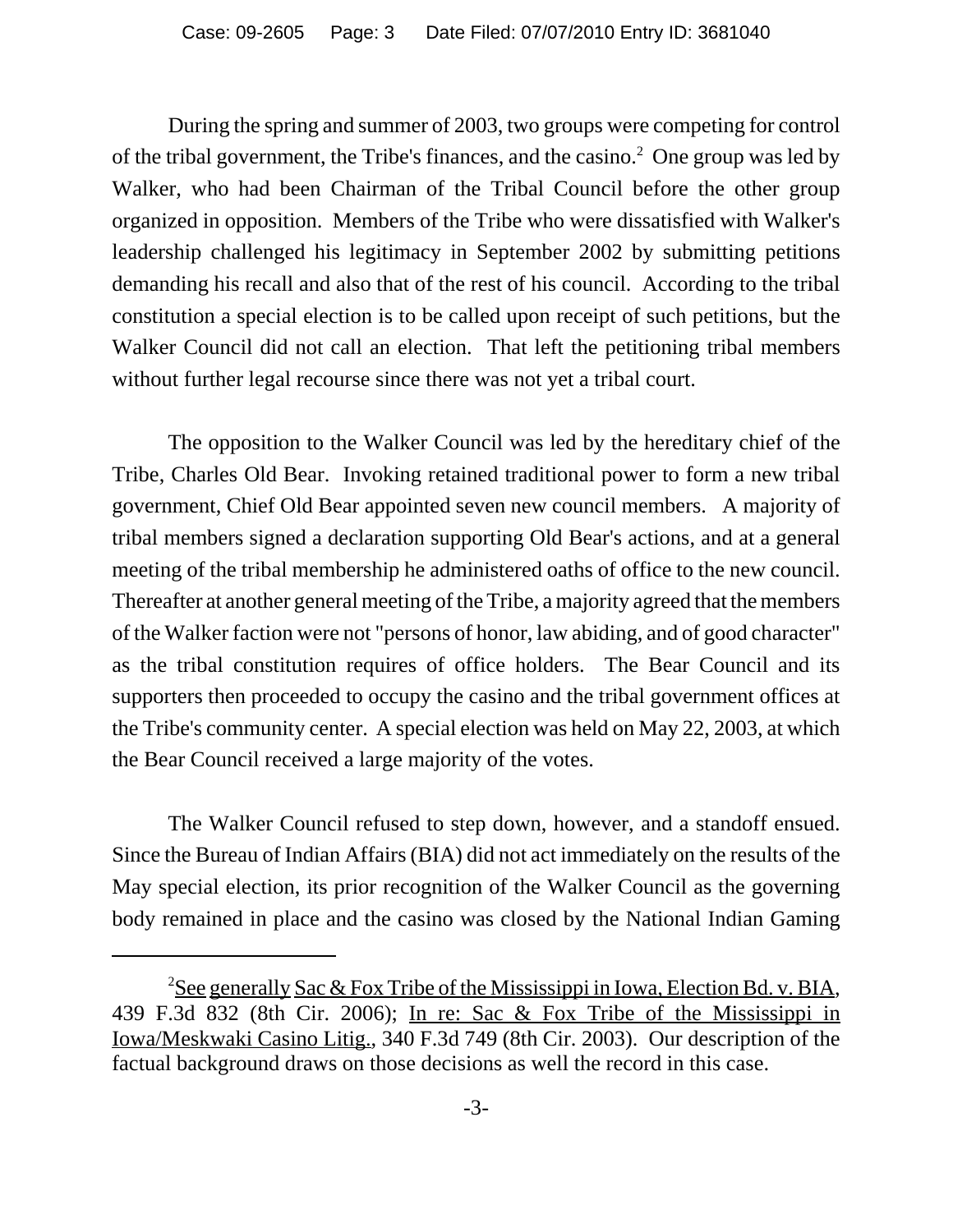During the spring and summer of 2003, two groups were competing for control of the tribal government, the Tribe's finances, and the casino.[2] One group was led by Walker, who had been Chairman of the Tribal Council before the other group organized in opposition. Members of the Tribe who were dissatisfied with Walker's leadership challenged his legitimacy in September 2002 by submitting petitions demanding his recall and also that of the rest of his council. According to the tribal constitution a special election is to be called upon receipt of such petitions, but the Walker Council did not call an election. That left the petitioning tribal members without further legal recourse since there was not yet a tribal court.

The opposition to the Walker Council was led by the hereditary chief of the Tribe, Charles Old Bear. Invoking retained traditional power to form a new tribal government, Chief Old Bear appointed seven new council members. A majority of tribal members signed a declaration supporting Old Bear's actions, and at a general meeting of the tribal membership he administered oaths of office to the new council. Thereafter at another general meeting of the Tribe, a majority agreed that the members of the Walker faction were not "persons of honor, law abiding, and of good character" as the tribal constitution requires of office holders. The Bear Council and its supporters then proceeded to occupy the casino and the tribal government offices at the Tribe's community center. A special election was held on May 22, 2003, at which the Bear Council received a large majority of the votes.

The Walker Council refused to step down, however, and a standoff ensued. Since the Bureau of Indian Affairs (BIA) did not act immediately on the results of the May special election, its prior recognition of the Walker Council as the governing body remained in place and the casino was closed by the National Indian Gaming

---

[2] See generally Sac & Fox Tribe of the Mississippi in Iowa, Election Bd. v. BIA, 439 F.3d 832 (8th Cir. 2006); In re: Sac & Fox Tribe of the Mississippi in Iowa/Meskwaki Casino Litig., 340 F.3d 749 (8th Cir. 2003). Our description of the factual background draws on those decisions as well the record in this case.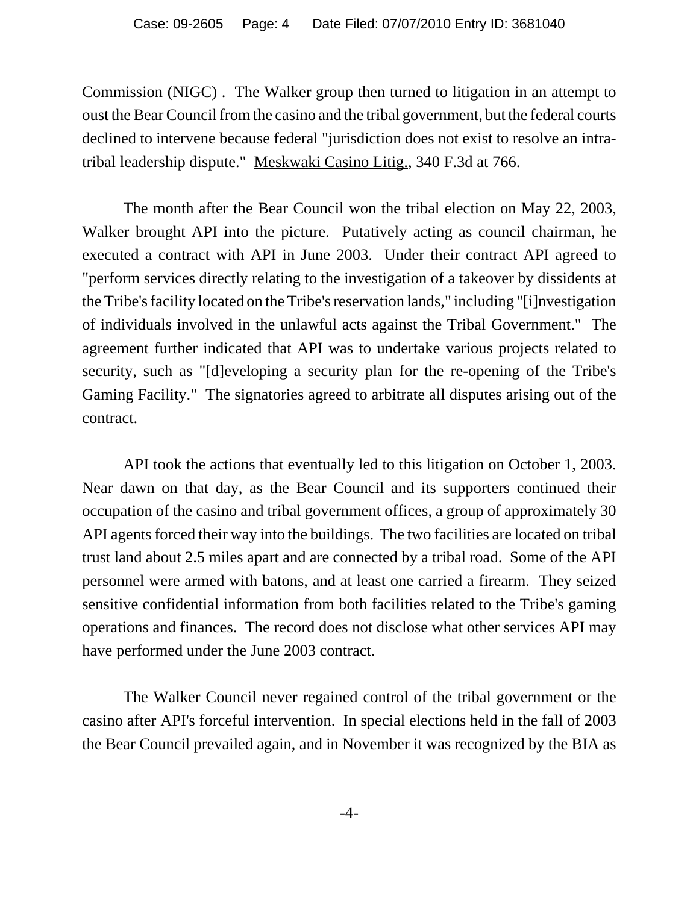Commission (NIGC) . The Walker group then turned to litigation in an attempt to oust the Bear Council from the casino and the tribal government, but the federal courts declined to intervene because federal "jurisdiction does not exist to resolve an intra-tribal leadership dispute." Meskwaki Casino Litig., 340 F.3d at 766.

The month after the Bear Council won the tribal election on May 22, 2003, Walker brought API into the picture. Putatively acting as council chairman, he executed a contract with API in June 2003. Under their contract API agreed to "perform services directly relating to the investigation of a takeover by dissidents at the Tribe's facility located on the Tribe's reservation lands," including "[i]nvestigation of individuals involved in the unlawful acts against the Tribal Government." The agreement further indicated that API was to undertake various projects related to security, such as "[d]eveloping a security plan for the re-opening of the Tribe's Gaming Facility." The signatories agreed to arbitrate all disputes arising out of the contract.

API took the actions that eventually led to this litigation on October 1, 2003. Near dawn on that day, as the Bear Council and its supporters continued their occupation of the casino and tribal government offices, a group of approximately 30 API agents forced their way into the buildings. The two facilities are located on tribal trust land about 2.5 miles apart and are connected by a tribal road. Some of the API personnel were armed with batons, and at least one carried a firearm. They seized sensitive confidential information from both facilities related to the Tribe's gaming operations and finances. The record does not disclose what other services API may have performed under the June 2003 contract.

The Walker Council never regained control of the tribal government or the casino after API's forceful intervention. In special elections held in the fall of 2003 the Bear Council prevailed again, and in November it was recognized by the BIA as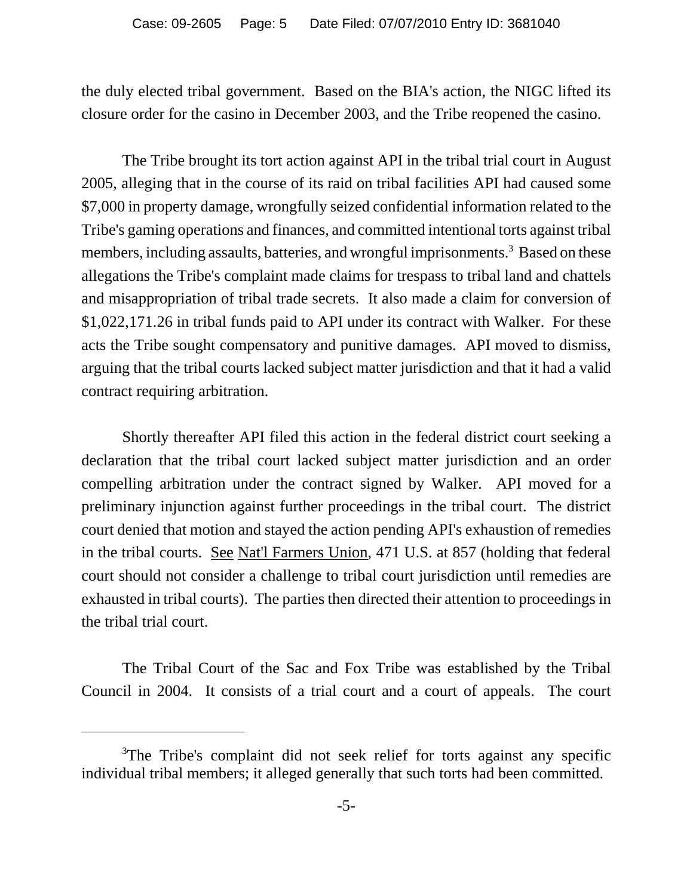the duly elected tribal government. Based on the BIA's action, the NIGC lifted its closure order for the casino in December 2003, and the Tribe reopened the casino.

The Tribe brought its tort action against API in the tribal trial court in August 2005, alleging that in the course of its raid on tribal facilities API had caused some $7,000 in property damage, wrongfully seized confidential information related to the Tribe's gaming operations and finances, and committed intentional torts against tribal members, including assaults, batteries, and wrongful imprisonments.[3] Based on these allegations the Tribe's complaint made claims for trespass to tribal land and chattels and misappropriation of tribal trade secrets. It also made a claim for conversion of $1,022,171.26 in tribal funds paid to API under its contract with Walker. For these acts the Tribe sought compensatory and punitive damages. API moved to dismiss, arguing that the tribal courts lacked subject matter jurisdiction and that it had a valid contract requiring arbitration.

Shortly thereafter API filed this action in the federal district court seeking a declaration that the tribal court lacked subject matter jurisdiction and an order compelling arbitration under the contract signed by Walker. API moved for a preliminary injunction against further proceedings in the tribal court. The district court denied that motion and stayed the action pending API's exhaustion of remedies in the tribal courts. See Nat'l Farmers Union, 471 U.S. at 857 (holding that federal court should not consider a challenge to tribal court jurisdiction until remedies are exhausted in tribal courts). The parties then directed their attention to proceedings in the tribal trial court.

The Tribal Court of the Sac and Fox Tribe was established by the Tribal Council in 2004. It consists of a trial court and a court of appeals. The court

---

[3]The Tribe's complaint did not seek relief for torts against any specific individual tribal members; it alleged generally that such torts had been committed.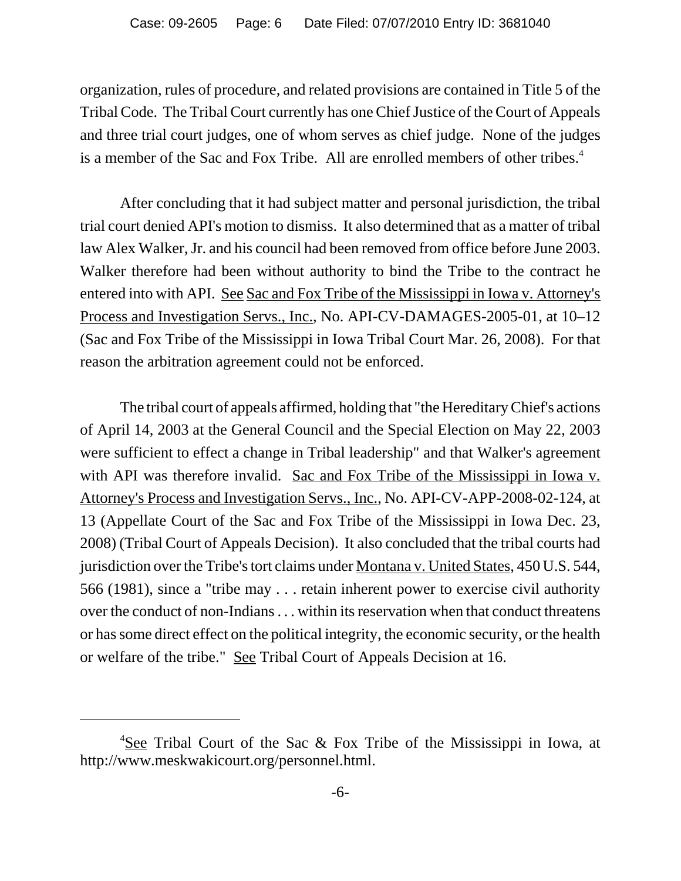organization, rules of procedure, and related provisions are contained in Title 5 of the Tribal Code. The Tribal Court currently has one Chief Justice of the Court of Appeals and three trial court judges, one of whom serves as chief judge. None of the judges is a member of the Sac and Fox Tribe. All are enrolled members of other tribes.[4]

After concluding that it had subject matter and personal jurisdiction, the tribal trial court denied API's motion to dismiss. It also determined that as a matter of tribal law Alex Walker, Jr. and his council had been removed from office before June 2003. Walker therefore had been without authority to bind the Tribe to the contract he entered into with API. See Sac and Fox Tribe of the Mississippi in Iowa v. Attorney's Process and Investigation Servs., Inc., No. API-CV-DAMAGES-2005-01, at 10–12 (Sac and Fox Tribe of the Mississippi in Iowa Tribal Court Mar. 26, 2008). For that reason the arbitration agreement could not be enforced.

The tribal court of appeals affirmed, holding that "the Hereditary Chief's actions of April 14, 2003 at the General Council and the Special Election on May 22, 2003 were sufficient to effect a change in Tribal leadership" and that Walker's agreement with API was therefore invalid. Sac and Fox Tribe of the Mississippi in Iowa v. Attorney's Process and Investigation Servs., Inc., No. API-CV-APP-2008-02-124, at 13 (Appellate Court of the Sac and Fox Tribe of the Mississippi in Iowa Dec. 23, 2008) (Tribal Court of Appeals Decision). It also concluded that the tribal courts had jurisdiction over the Tribe's tort claims under Montana v. United States, 450 U.S. 544, 566 (1981), since a "tribe may . . . retain inherent power to exercise civil authority over the conduct of non-Indians . . . within its reservation when that conduct threatens or has some direct effect on the political integrity, the economic security, or the health or welfare of the tribe." See Tribal Court of Appeals Decision at 16.

---

[4]See Tribal Court of the Sac & Fox Tribe of the Mississippi in Iowa, at http://www.meskwakicourt.org/personnel.html.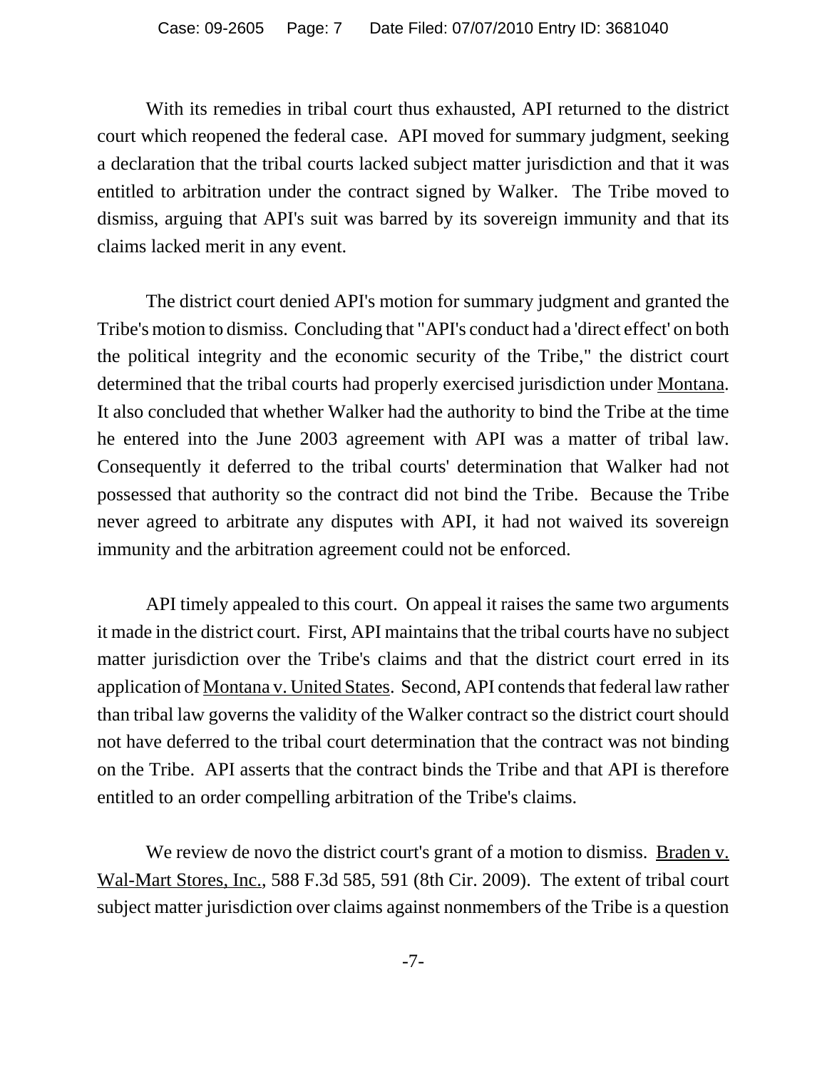With its remedies in tribal court thus exhausted, API returned to the district court which reopened the federal case. API moved for summary judgment, seeking a declaration that the tribal courts lacked subject matter jurisdiction and that it was entitled to arbitration under the contract signed by Walker. The Tribe moved to dismiss, arguing that API's suit was barred by its sovereign immunity and that its claims lacked merit in any event.

The district court denied API's motion for summary judgment and granted the Tribe's motion to dismiss. Concluding that "API's conduct had a 'direct effect' on both the political integrity and the economic security of the Tribe," the district court determined that the tribal courts had properly exercised jurisdiction under Montana. It also concluded that whether Walker had the authority to bind the Tribe at the time he entered into the June 2003 agreement with API was a matter of tribal law. Consequently it deferred to the tribal courts' determination that Walker had not possessed that authority so the contract did not bind the Tribe. Because the Tribe never agreed to arbitrate any disputes with API, it had not waived its sovereign immunity and the arbitration agreement could not be enforced.

API timely appealed to this court. On appeal it raises the same two arguments it made in the district court. First, API maintains that the tribal courts have no subject matter jurisdiction over the Tribe's claims and that the district court erred in its application of Montana v. United States. Second, API contends that federal law rather than tribal law governs the validity of the Walker contract so the district court should not have deferred to the tribal court determination that the contract was not binding on the Tribe. API asserts that the contract binds the Tribe and that API is therefore entitled to an order compelling arbitration of the Tribe's claims.

We review de novo the district court's grant of a motion to dismiss. Braden v. Wal-Mart Stores, Inc., 588 F.3d 585, 591 (8th Cir. 2009). The extent of tribal court subject matter jurisdiction over claims against nonmembers of the Tribe is a question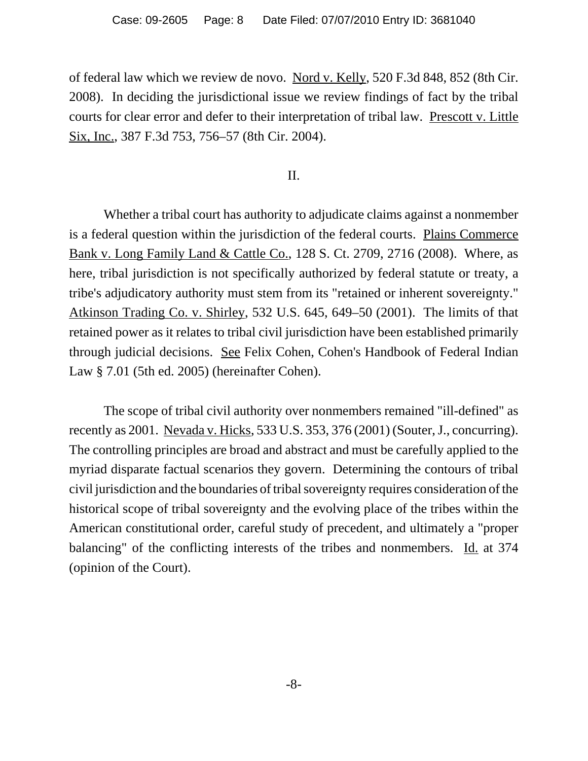of federal law which we review de novo. Nord v. Kelly, 520 F.3d 848, 852 (8th Cir. 2008). In deciding the jurisdictional issue we review findings of fact by the tribal courts for clear error and defer to their interpretation of tribal law. Prescott v. Little Six, Inc., 387 F.3d 753, 756–57 (8th Cir. 2004).

II.

Whether a tribal court has authority to adjudicate claims against a nonmember is a federal question within the jurisdiction of the federal courts. Plains Commerce Bank v. Long Family Land & Cattle Co., 128 S. Ct. 2709, 2716 (2008). Where, as here, tribal jurisdiction is not specifically authorized by federal statute or treaty, a tribe's adjudicatory authority must stem from its "retained or inherent sovereignty." Atkinson Trading Co. v. Shirley, 532 U.S. 645, 649–50 (2001). The limits of that retained power as it relates to tribal civil jurisdiction have been established primarily through judicial decisions. See Felix Cohen, Cohen's Handbook of Federal Indian Law § 7.01 (5th ed. 2005) (hereinafter Cohen).

The scope of tribal civil authority over nonmembers remained "ill-defined" as recently as 2001. Nevada v. Hicks, 533 U.S. 353, 376 (2001) (Souter, J., concurring). The controlling principles are broad and abstract and must be carefully applied to the myriad disparate factual scenarios they govern. Determining the contours of tribal civil jurisdiction and the boundaries of tribal sovereignty requires consideration of the historical scope of tribal sovereignty and the evolving place of the tribes within the American constitutional order, careful study of precedent, and ultimately a "proper balancing" of the conflicting interests of the tribes and nonmembers. Id. at 374 (opinion of the Court).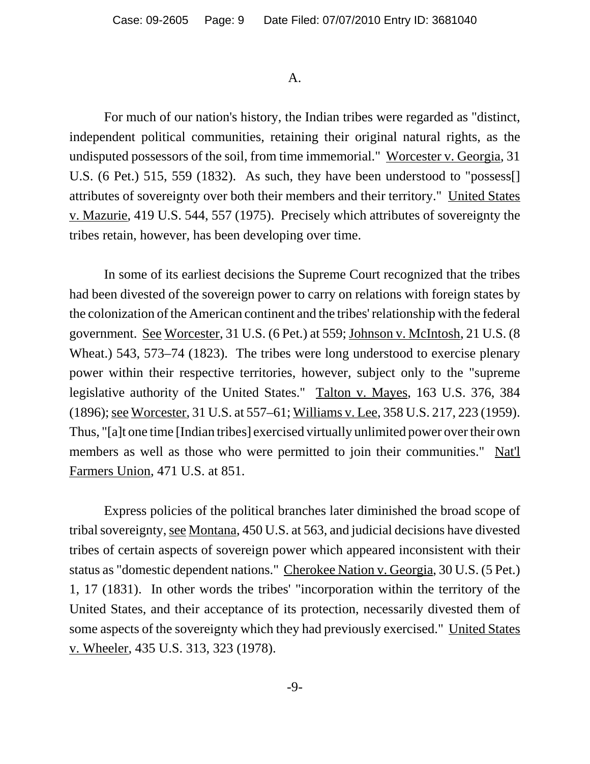A.

For much of our nation's history, the Indian tribes were regarded as "distinct, independent political communities, retaining their original natural rights, as the undisputed possessors of the soil, from time immemorial." Worcester v. Georgia, 31 U.S. (6 Pet.) 515, 559 (1832). As such, they have been understood to "possess[] attributes of sovereignty over both their members and their territory." United States v. Mazurie, 419 U.S. 544, 557 (1975). Precisely which attributes of sovereignty the tribes retain, however, has been developing over time.

In some of its earliest decisions the Supreme Court recognized that the tribes had been divested of the sovereign power to carry on relations with foreign states by the colonization of the American continent and the tribes' relationship with the federal government. See Worcester, 31 U.S. (6 Pet.) at 559; Johnson v. McIntosh, 21 U.S. (8 Wheat.) 543, 573–74 (1823). The tribes were long understood to exercise plenary power within their respective territories, however, subject only to the "supreme legislative authority of the United States." Talton v. Mayes, 163 U.S. 376, 384 (1896); see Worcester, 31 U.S. at 557–61; Williams v. Lee, 358 U.S. 217, 223 (1959). Thus, "[a]t one time [Indian tribes] exercised virtually unlimited power over their own members as well as those who were permitted to join their communities." Nat'l Farmers Union, 471 U.S. at 851.

Express policies of the political branches later diminished the broad scope of tribal sovereignty, see Montana, 450 U.S. at 563, and judicial decisions have divested tribes of certain aspects of sovereign power which appeared inconsistent with their status as "domestic dependent nations." Cherokee Nation v. Georgia, 30 U.S. (5 Pet.) 1, 17 (1831). In other words the tribes' "incorporation within the territory of the United States, and their acceptance of its protection, necessarily divested them of some aspects of the sovereignty which they had previously exercised." United States v. Wheeler, 435 U.S. 313, 323 (1978).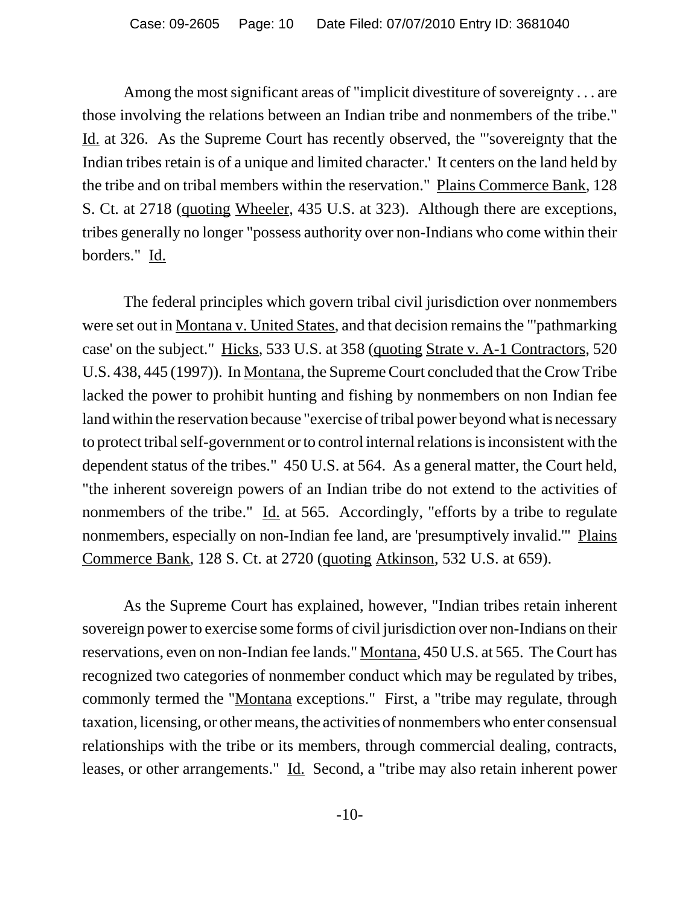Among the most significant areas of "implicit divestiture of sovereignty . . . are those involving the relations between an Indian tribe and nonmembers of the tribe." Id. at 326. As the Supreme Court has recently observed, the "'sovereignty that the Indian tribes retain is of a unique and limited character.' It centers on the land held by the tribe and on tribal members within the reservation." Plains Commerce Bank, 128 S. Ct. at 2718 (quoting Wheeler, 435 U.S. at 323). Although there are exceptions, tribes generally no longer "possess authority over non-Indians who come within their borders." Id.

The federal principles which govern tribal civil jurisdiction over nonmembers were set out in Montana v. United States, and that decision remains the "'pathmarking case' on the subject." Hicks, 533 U.S. at 358 (quoting Strate v. A-1 Contractors, 520 U.S. 438, 445 (1997)). In Montana, the Supreme Court concluded that the Crow Tribe lacked the power to prohibit hunting and fishing by nonmembers on non Indian fee land within the reservation because "exercise of tribal power beyond what is necessary to protect tribal self-government or to control internal relations is inconsistent with the dependent status of the tribes." 450 U.S. at 564. As a general matter, the Court held, "the inherent sovereign powers of an Indian tribe do not extend to the activities of nonmembers of the tribe." Id. at 565. Accordingly, "efforts by a tribe to regulate nonmembers, especially on non-Indian fee land, are 'presumptively invalid.'" Plains Commerce Bank, 128 S. Ct. at 2720 (quoting Atkinson, 532 U.S. at 659).

As the Supreme Court has explained, however, "Indian tribes retain inherent sovereign power to exercise some forms of civil jurisdiction over non-Indians on their reservations, even on non-Indian fee lands." Montana, 450 U.S. at 565. The Court has recognized two categories of nonmember conduct which may be regulated by tribes, commonly termed the "Montana exceptions." First, a "tribe may regulate, through taxation, licensing, or other means, the activities of nonmembers who enter consensual relationships with the tribe or its members, through commercial dealing, contracts, leases, or other arrangements." Id. Second, a "tribe may also retain inherent power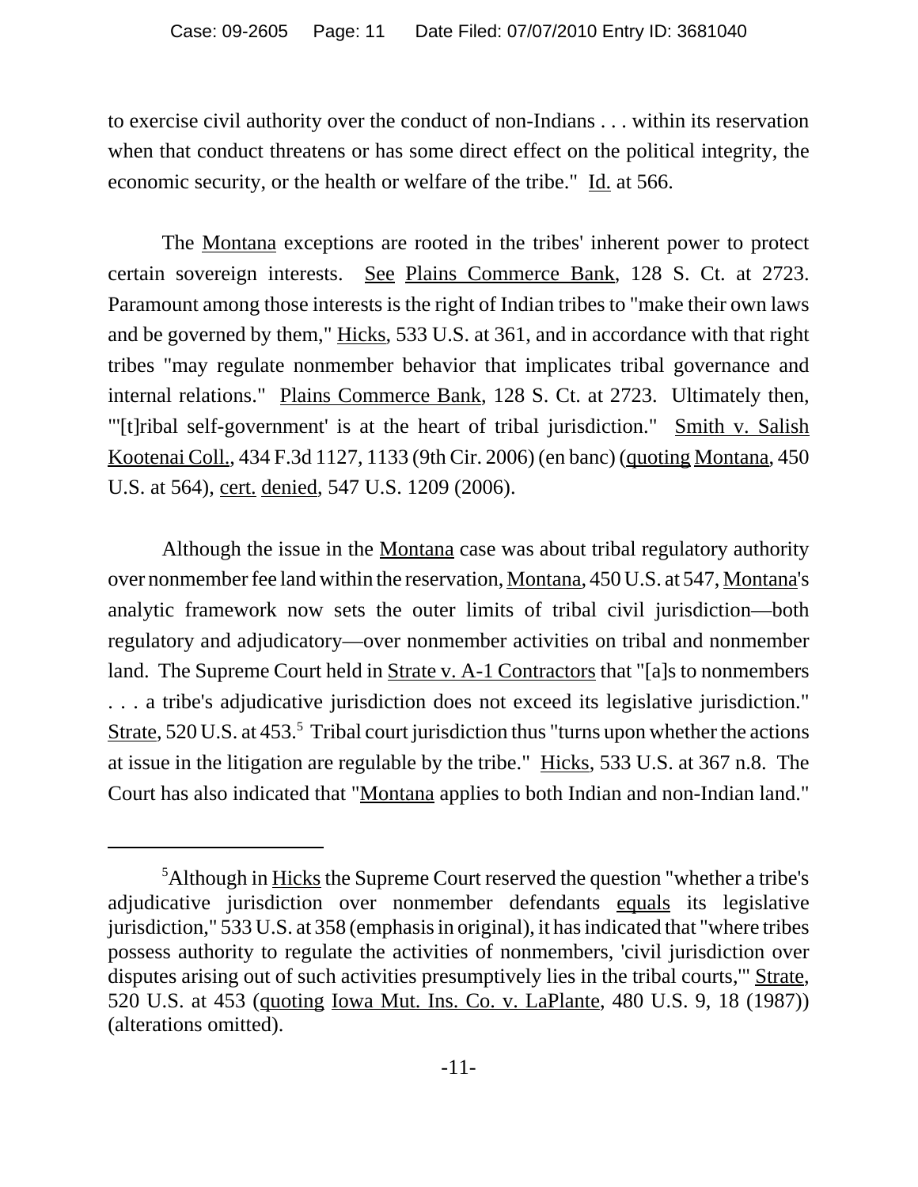to exercise civil authority over the conduct of non-Indians . . . within its reservation when that conduct threatens or has some direct effect on the political integrity, the economic security, or the health or welfare of the tribe." Id. at 566.

The Montana exceptions are rooted in the tribes' inherent power to protect certain sovereign interests. See Plains Commerce Bank, 128 S. Ct. at 2723. Paramount among those interests is the right of Indian tribes to "make their own laws and be governed by them," Hicks, 533 U.S. at 361, and in accordance with that right tribes "may regulate nonmember behavior that implicates tribal governance and internal relations." Plains Commerce Bank, 128 S. Ct. at 2723. Ultimately then, "'[t]ribal self-government' is at the heart of tribal jurisdiction." Smith v. Salish Kootenai Coll., 434 F.3d 1127, 1133 (9th Cir. 2006) (en banc) (quoting Montana, 450 U.S. at 564), cert. denied, 547 U.S. 1209 (2006).

Although the issue in the Montana case was about tribal regulatory authority over nonmember fee land within the reservation, Montana, 450 U.S. at 547, Montana's analytic framework now sets the outer limits of tribal civil jurisdiction—both regulatory and adjudicatory—over nonmember activities on tribal and nonmember land. The Supreme Court held in Strate v. A-1 Contractors that "[a]s to nonmembers . . . a tribe's adjudicative jurisdiction does not exceed its legislative jurisdiction." Strate, 520 U.S. at 453.[5] Tribal court jurisdiction thus "turns upon whether the actions at issue in the litigation are regulable by the tribe." Hicks, 533 U.S. at 367 n.8. The Court has also indicated that "Montana applies to both Indian and non-Indian land."

---

[5] Although in Hicks the Supreme Court reserved the question "whether a tribe's adjudicative jurisdiction over nonmember defendants *equals* its legislative jurisdiction," 533 U.S. at 358 (emphasis in original), it has indicated that "where tribes possess authority to regulate the activities of nonmembers, 'civil jurisdiction over disputes arising out of such activities presumptively lies in the tribal courts,'" Strate, 520 U.S. at 453 (quoting Iowa Mut. Ins. Co. v. LaPlante, 480 U.S. 9, 18 (1987)) (alterations omitted).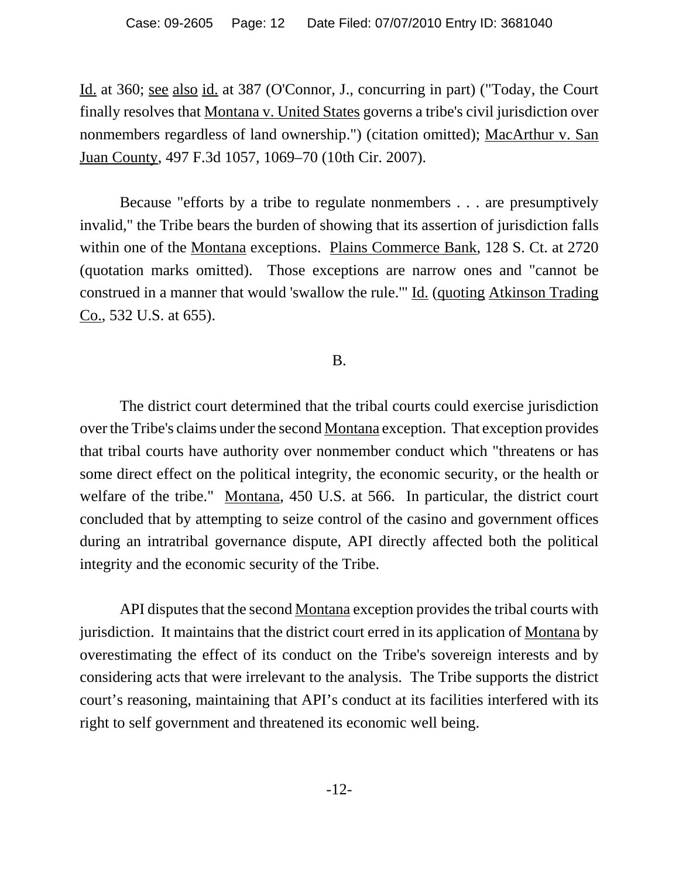Id. at 360; see also id. at 387 (O'Connor, J., concurring in part) ("Today, the Court finally resolves that Montana v. United States governs a tribe's civil jurisdiction over nonmembers regardless of land ownership.") (citation omitted); MacArthur v. San Juan County, 497 F.3d 1057, 1069–70 (10th Cir. 2007).

Because "efforts by a tribe to regulate nonmembers . . . are presumptively invalid," the Tribe bears the burden of showing that its assertion of jurisdiction falls within one of the Montana exceptions. Plains Commerce Bank, 128 S. Ct. at 2720 (quotation marks omitted). Those exceptions are narrow ones and "cannot be construed in a manner that would 'swallow the rule.'" Id. (quoting Atkinson Trading Co., 532 U.S. at 655).

B.

The district court determined that the tribal courts could exercise jurisdiction over the Tribe's claims under the second Montana exception. That exception provides that tribal courts have authority over nonmember conduct which "threatens or has some direct effect on the political integrity, the economic security, or the health or welfare of the tribe." Montana, 450 U.S. at 566. In particular, the district court concluded that by attempting to seize control of the casino and government offices during an intratribal governance dispute, API directly affected both the political integrity and the economic security of the Tribe.

API disputes that the second Montana exception provides the tribal courts with jurisdiction. It maintains that the district court erred in its application of Montana by overestimating the effect of its conduct on the Tribe's sovereign interests and by considering acts that were irrelevant to the analysis. The Tribe supports the district court's reasoning, maintaining that API's conduct at its facilities interfered with its right to self government and threatened its economic well being.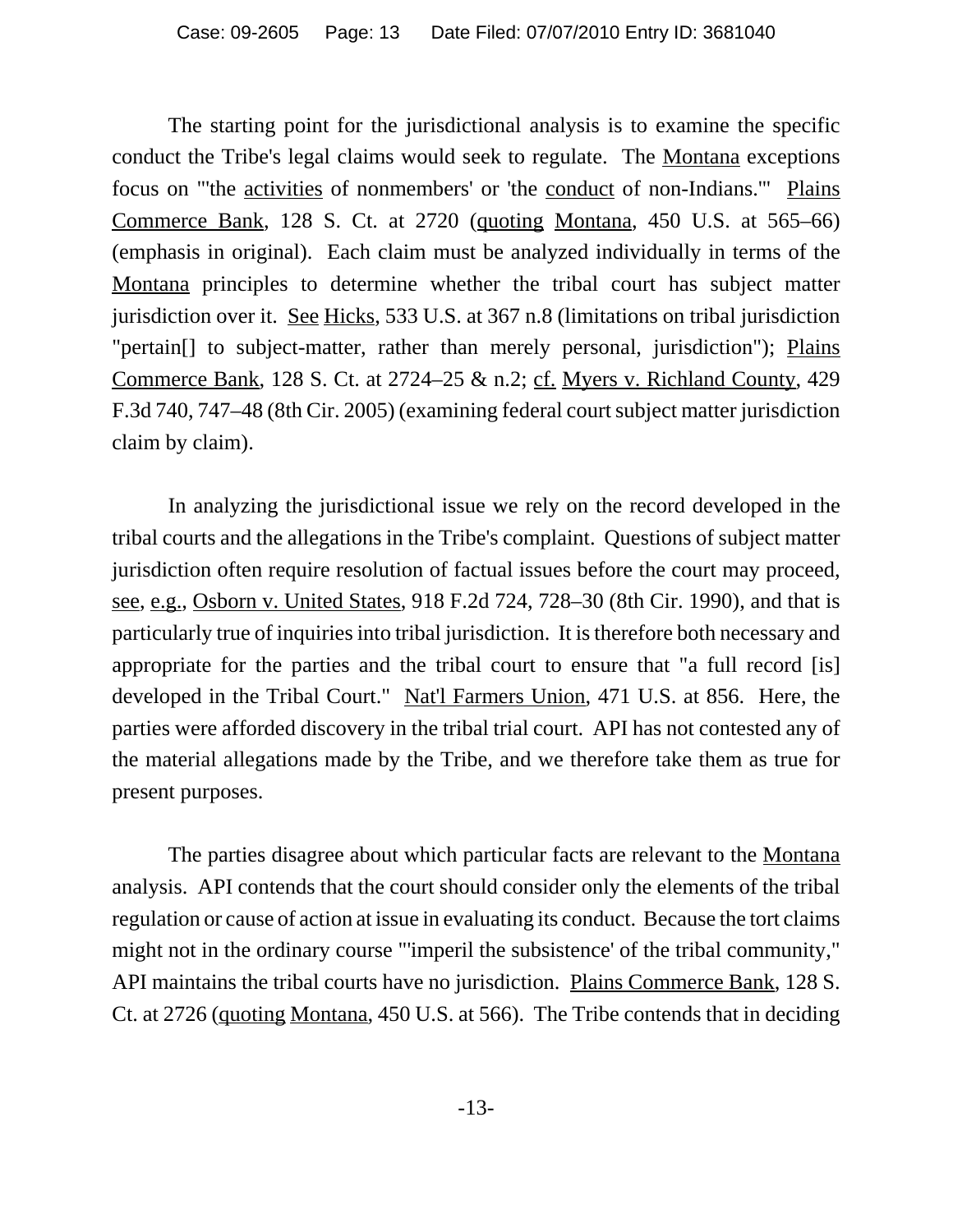The starting point for the jurisdictional analysis is to examine the specific conduct the Tribe's legal claims would seek to regulate. The Montana exceptions focus on "'the activities of nonmembers' or 'the conduct of non-Indians.'" Plains Commerce Bank, 128 S. Ct. at 2720 (quoting Montana, 450 U.S. at 565–66) (emphasis in original). Each claim must be analyzed individually in terms of the Montana principles to determine whether the tribal court has subject matter jurisdiction over it. See Hicks, 533 U.S. at 367 n.8 (limitations on tribal jurisdiction "pertain[] to subject-matter, rather than merely personal, jurisdiction"); Plains Commerce Bank, 128 S. Ct. at 2724–25 & n.2; cf. Myers v. Richland County, 429 F.3d 740, 747–48 (8th Cir. 2005) (examining federal court subject matter jurisdiction claim by claim).

In analyzing the jurisdictional issue we rely on the record developed in the tribal courts and the allegations in the Tribe's complaint. Questions of subject matter jurisdiction often require resolution of factual issues before the court may proceed, see, e.g., Osborn v. United States, 918 F.2d 724, 728–30 (8th Cir. 1990), and that is particularly true of inquiries into tribal jurisdiction. It is therefore both necessary and appropriate for the parties and the tribal court to ensure that "a full record [is] developed in the Tribal Court." Nat'l Farmers Union, 471 U.S. at 856. Here, the parties were afforded discovery in the tribal trial court. API has not contested any of the material allegations made by the Tribe, and we therefore take them as true for present purposes.

The parties disagree about which particular facts are relevant to the Montana analysis. API contends that the court should consider only the elements of the tribal regulation or cause of action at issue in evaluating its conduct. Because the tort claims might not in the ordinary course "'imperil the subsistence' of the tribal community," API maintains the tribal courts have no jurisdiction. Plains Commerce Bank, 128 S. Ct. at 2726 (quoting Montana, 450 U.S. at 566). The Tribe contends that in deciding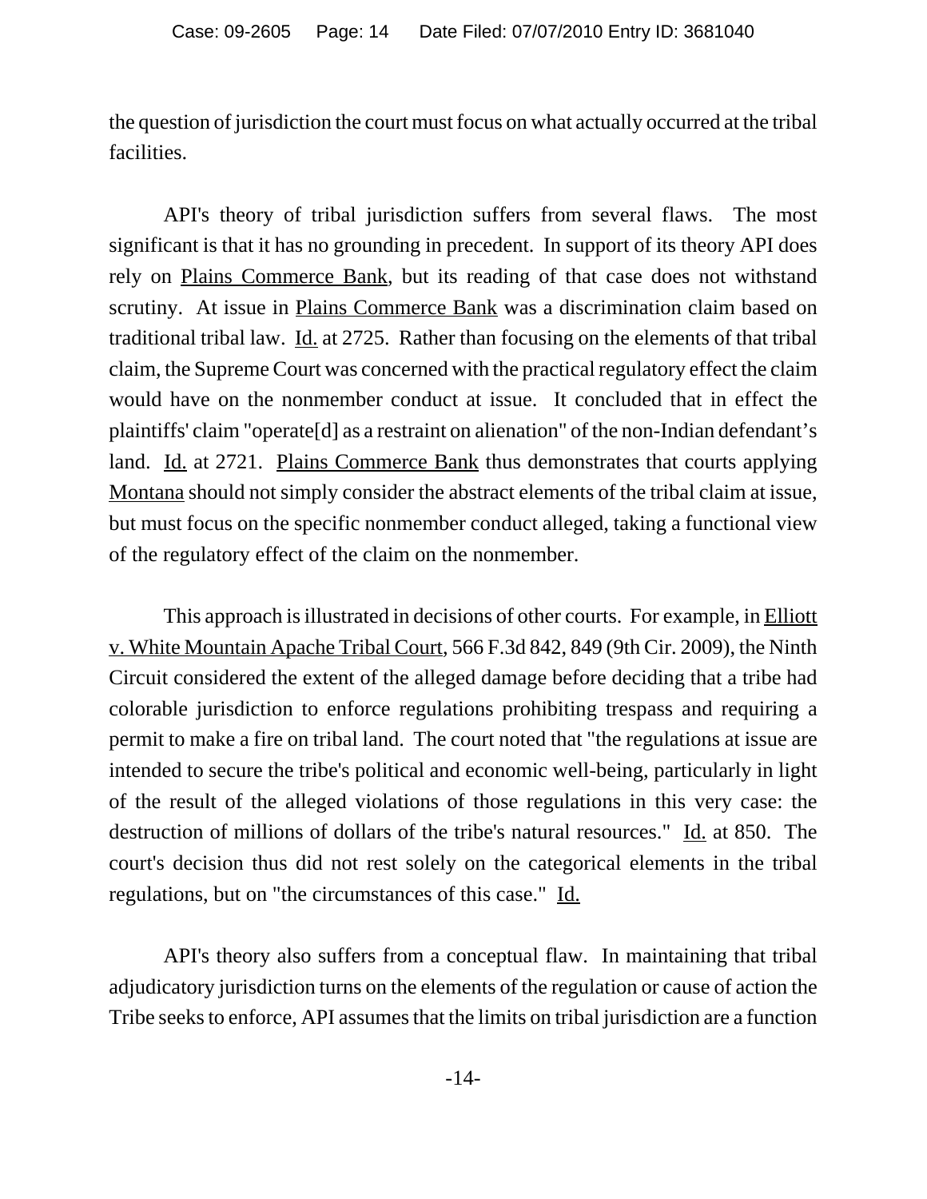the question of jurisdiction the court must focus on what actually occurred at the tribal facilities.

API's theory of tribal jurisdiction suffers from several flaws. The most significant is that it has no grounding in precedent. In support of its theory API does rely on Plains Commerce Bank, but its reading of that case does not withstand scrutiny. At issue in Plains Commerce Bank was a discrimination claim based on traditional tribal law. Id. at 2725. Rather than focusing on the elements of that tribal claim, the Supreme Court was concerned with the practical regulatory effect the claim would have on the nonmember conduct at issue. It concluded that in effect the plaintiffs' claim "operate[d] as a restraint on alienation" of the non-Indian defendant's land. Id. at 2721. Plains Commerce Bank thus demonstrates that courts applying Montana should not simply consider the abstract elements of the tribal claim at issue, but must focus on the specific nonmember conduct alleged, taking a functional view of the regulatory effect of the claim on the nonmember.

This approach is illustrated in decisions of other courts. For example, in Elliott v. White Mountain Apache Tribal Court, 566 F.3d 842, 849 (9th Cir. 2009), the Ninth Circuit considered the extent of the alleged damage before deciding that a tribe had colorable jurisdiction to enforce regulations prohibiting trespass and requiring a permit to make a fire on tribal land. The court noted that "the regulations at issue are intended to secure the tribe's political and economic well-being, particularly in light of the result of the alleged violations of those regulations in this very case: the destruction of millions of dollars of the tribe's natural resources." Id. at 850. The court's decision thus did not rest solely on the categorical elements in the tribal regulations, but on "the circumstances of this case." Id.

API's theory also suffers from a conceptual flaw. In maintaining that tribal adjudicatory jurisdiction turns on the elements of the regulation or cause of action the Tribe seeks to enforce, API assumes that the limits on tribal jurisdiction are a function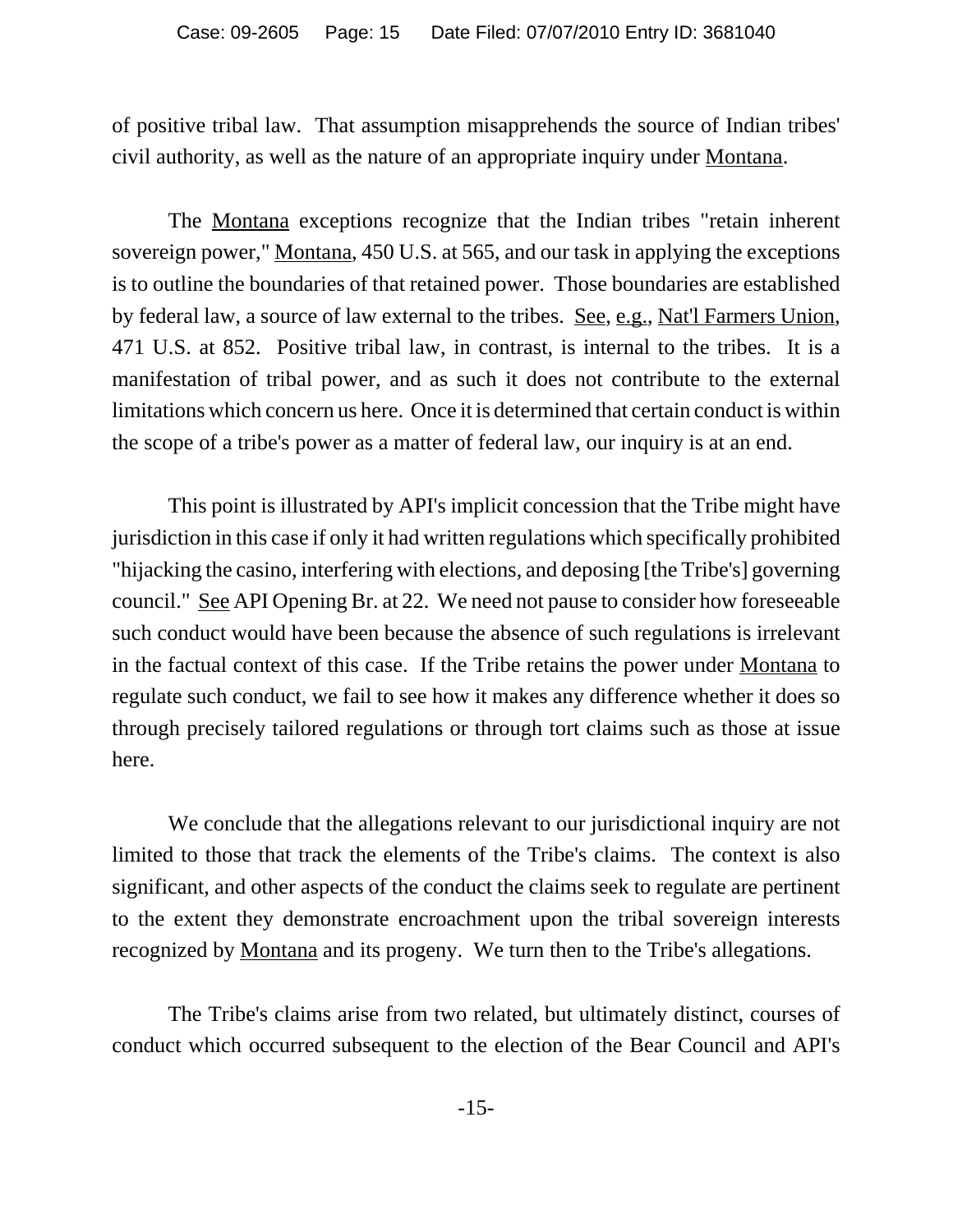of positive tribal law. That assumption misapprehends the source of Indian tribes' civil authority, as well as the nature of an appropriate inquiry under Montana.

The Montana exceptions recognize that the Indian tribes "retain inherent sovereign power," Montana, 450 U.S. at 565, and our task in applying the exceptions is to outline the boundaries of that retained power. Those boundaries are established by federal law, a source of law external to the tribes. See, e.g., Nat'l Farmers Union, 471 U.S. at 852. Positive tribal law, in contrast, is internal to the tribes. It is a manifestation of tribal power, and as such it does not contribute to the external limitations which concern us here. Once it is determined that certain conduct is within the scope of a tribe's power as a matter of federal law, our inquiry is at an end.

This point is illustrated by API's implicit concession that the Tribe might have jurisdiction in this case if only it had written regulations which specifically prohibited "hijacking the casino, interfering with elections, and deposing [the Tribe's] governing council." See API Opening Br. at 22. We need not pause to consider how foreseeable such conduct would have been because the absence of such regulations is irrelevant in the factual context of this case. If the Tribe retains the power under Montana to regulate such conduct, we fail to see how it makes any difference whether it does so through precisely tailored regulations or through tort claims such as those at issue here.

We conclude that the allegations relevant to our jurisdictional inquiry are not limited to those that track the elements of the Tribe's claims. The context is also significant, and other aspects of the conduct the claims seek to regulate are pertinent to the extent they demonstrate encroachment upon the tribal sovereign interests recognized by Montana and its progeny. We turn then to the Tribe's allegations.

The Tribe's claims arise from two related, but ultimately distinct, courses of conduct which occurred subsequent to the election of the Bear Council and API's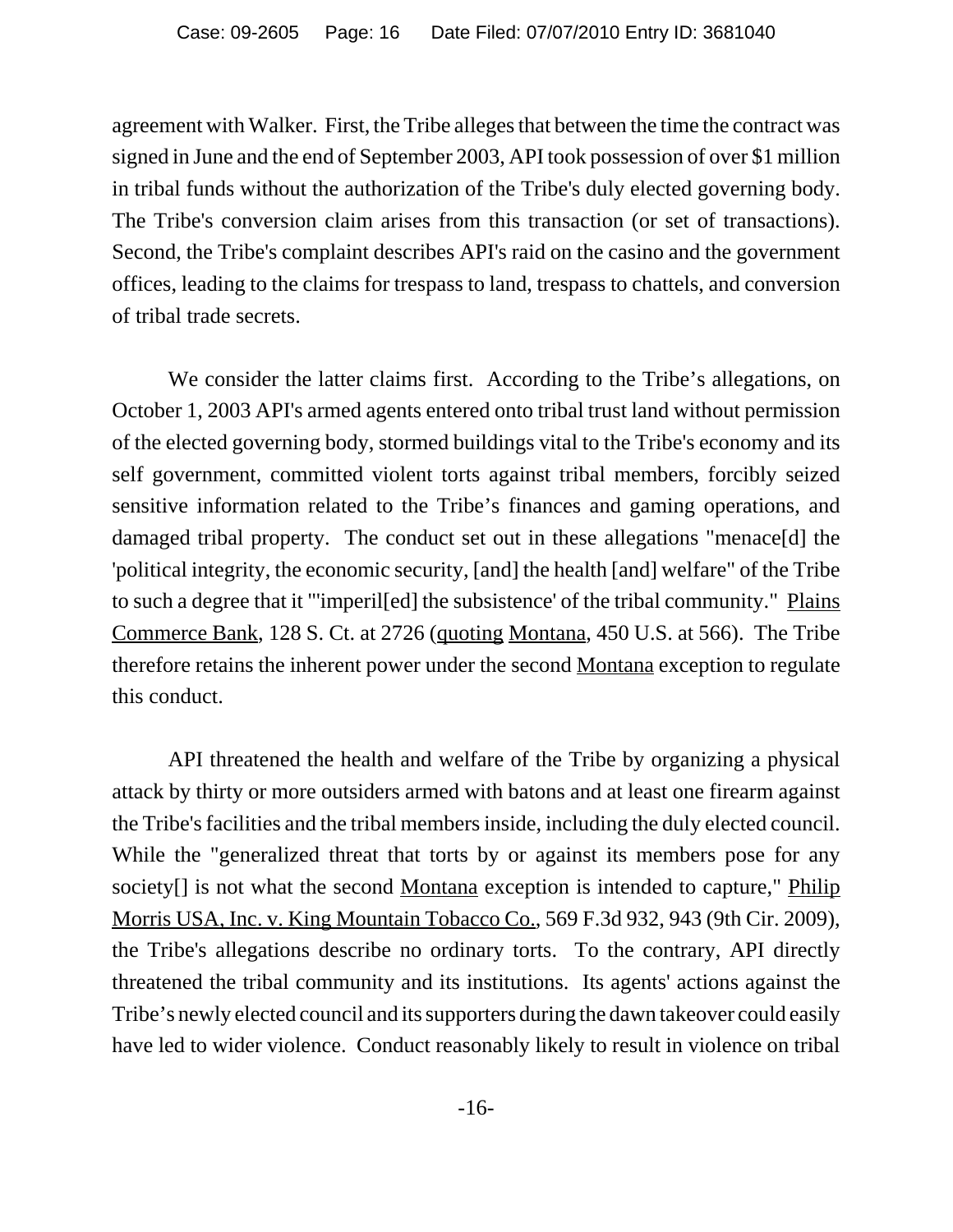agreement with Walker. First, the Tribe alleges that between the time the contract was signed in June and the end of September 2003, API took possession of over $1 million in tribal funds without the authorization of the Tribe's duly elected governing body. The Tribe's conversion claim arises from this transaction (or set of transactions). Second, the Tribe's complaint describes API's raid on the casino and the government offices, leading to the claims for trespass to land, trespass to chattels, and conversion of tribal trade secrets.

We consider the latter claims first. According to the Tribe's allegations, on October 1, 2003 API's armed agents entered onto tribal trust land without permission of the elected governing body, stormed buildings vital to the Tribe's economy and its self government, committed violent torts against tribal members, forcibly seized sensitive information related to the Tribe's finances and gaming operations, and damaged tribal property. The conduct set out in these allegations "menace[d] the 'political integrity, the economic security, [and] the health [and] welfare" of the Tribe to such a degree that it "'imperil[ed] the subsistence' of the tribal community." Plains Commerce Bank, 128 S. Ct. at 2726 (quoting Montana, 450 U.S. at 566). The Tribe therefore retains the inherent power under the second Montana exception to regulate this conduct.

API threatened the health and welfare of the Tribe by organizing a physical attack by thirty or more outsiders armed with batons and at least one firearm against the Tribe's facilities and the tribal members inside, including the duly elected council. While the "generalized threat that torts by or against its members pose for any society[] is not what the second Montana exception is intended to capture," Philip Morris USA, Inc. v. King Mountain Tobacco Co., 569 F.3d 932, 943 (9th Cir. 2009), the Tribe's allegations describe no ordinary torts. To the contrary, API directly threatened the tribal community and its institutions. Its agents' actions against the Tribe's newly elected council and its supporters during the dawn takeover could easily have led to wider violence. Conduct reasonably likely to result in violence on tribal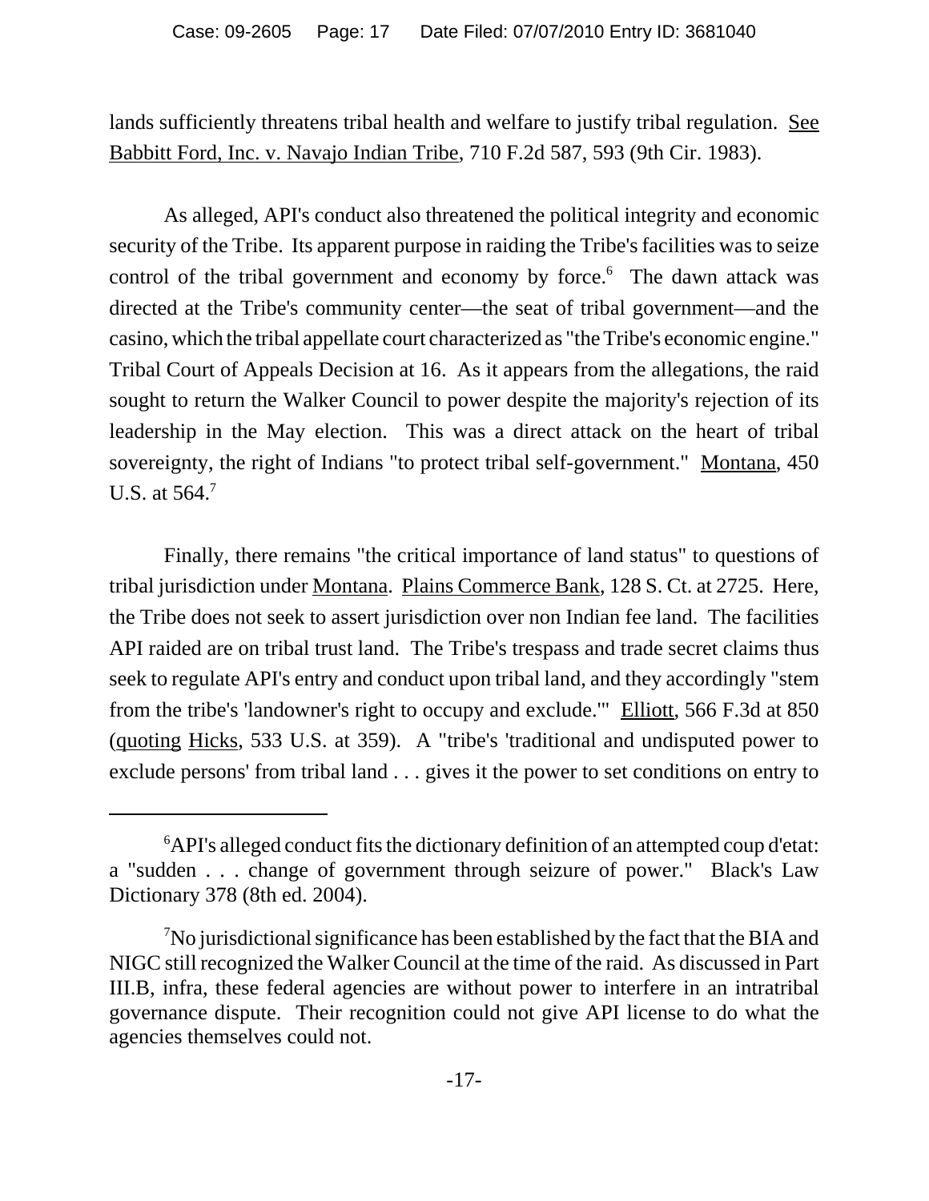lands sufficiently threatens tribal health and welfare to justify tribal regulation. See Babbitt Ford, Inc. v. Navajo Indian Tribe, 710 F.2d 587, 593 (9th Cir. 1983).

As alleged, API's conduct also threatened the political integrity and economic security of the Tribe. Its apparent purpose in raiding the Tribe's facilities was to seize control of the tribal government and economy by force.[6] The dawn attack was directed at the Tribe's community center—the seat of tribal government—and the casino, which the tribal appellate court characterized as "the Tribe's economic engine." Tribal Court of Appeals Decision at 16. As it appears from the allegations, the raid sought to return the Walker Council to power despite the majority's rejection of its leadership in the May election. This was a direct attack on the heart of tribal sovereignty, the right of Indians "to protect tribal self-government." Montana, 450 U.S. at 564.[7]

Finally, there remains "the critical importance of land status" to questions of tribal jurisdiction under Montana. Plains Commerce Bank, 128 S. Ct. at 2725. Here, the Tribe does not seek to assert jurisdiction over non Indian fee land. The facilities API raided are on tribal trust land. The Tribe's trespass and trade secret claims thus seek to regulate API's entry and conduct upon tribal land, and they accordingly "stem from the tribe's 'landowner's right to occupy and exclude.'" Elliott, 566 F.3d at 850 (quoting Hicks, 533 U.S. at 359). A "tribe's 'traditional and undisputed power to exclude persons' from tribal land . . . gives it the power to set conditions on entry to

---

[6] API's alleged conduct fits the dictionary definition of an attempted coup d'etat: a "sudden . . . change of government through seizure of power." Black's Law Dictionary 378 (8th ed. 2004).

[7] No jurisdictional significance has been established by the fact that the BIA and NIGC still recognized the Walker Council at the time of the raid. As discussed in Part III.B, infra, these federal agencies are without power to interfere in an intratribal governance dispute. Their recognition could not give API license to do what the agencies themselves could not.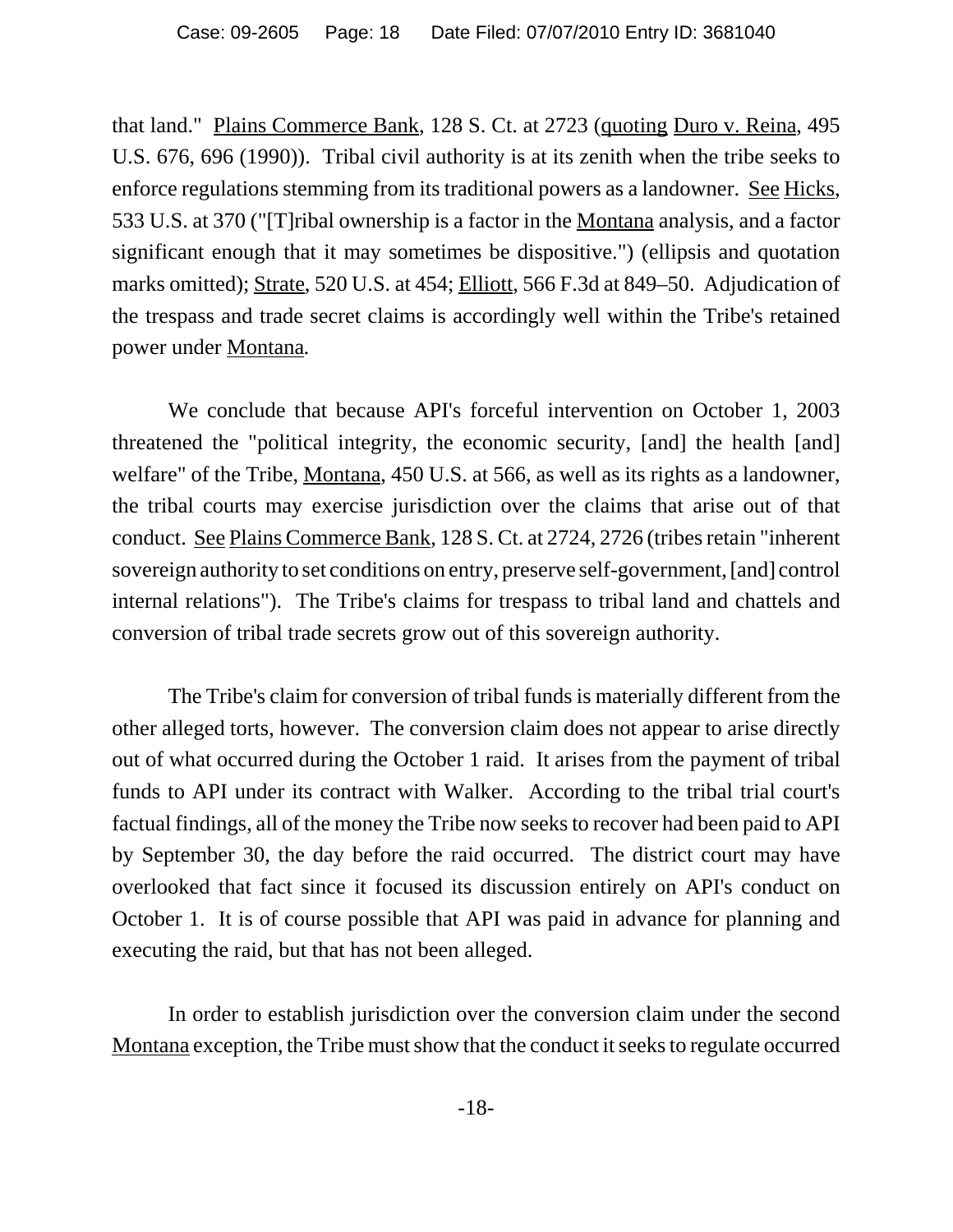that land." Plains Commerce Bank, 128 S. Ct. at 2723 (quoting Duro v. Reina, 495 U.S. 676, 696 (1990)). Tribal civil authority is at its zenith when the tribe seeks to enforce regulations stemming from its traditional powers as a landowner. See Hicks, 533 U.S. at 370 ("[T]ribal ownership is a factor in the Montana analysis, and a factor significant enough that it may sometimes be dispositive.") (ellipsis and quotation marks omitted); Strate, 520 U.S. at 454; Elliott, 566 F.3d at 849–50. Adjudication of the trespass and trade secret claims is accordingly well within the Tribe's retained power under Montana.

We conclude that because API's forceful intervention on October 1, 2003 threatened the "political integrity, the economic security, [and] the health [and] welfare" of the Tribe, Montana, 450 U.S. at 566, as well as its rights as a landowner, the tribal courts may exercise jurisdiction over the claims that arise out of that conduct. See Plains Commerce Bank, 128 S. Ct. at 2724, 2726 (tribes retain "inherent sovereign authority to set conditions on entry, preserve self-government, [and] control internal relations"). The Tribe's claims for trespass to tribal land and chattels and conversion of tribal trade secrets grow out of this sovereign authority.

The Tribe's claim for conversion of tribal funds is materially different from the other alleged torts, however. The conversion claim does not appear to arise directly out of what occurred during the October 1 raid. It arises from the payment of tribal funds to API under its contract with Walker. According to the tribal trial court's factual findings, all of the money the Tribe now seeks to recover had been paid to API by September 30, the day before the raid occurred. The district court may have overlooked that fact since it focused its discussion entirely on API's conduct on October 1. It is of course possible that API was paid in advance for planning and executing the raid, but that has not been alleged.

In order to establish jurisdiction over the conversion claim under the second Montana exception, the Tribe must show that the conduct it seeks to regulate occurred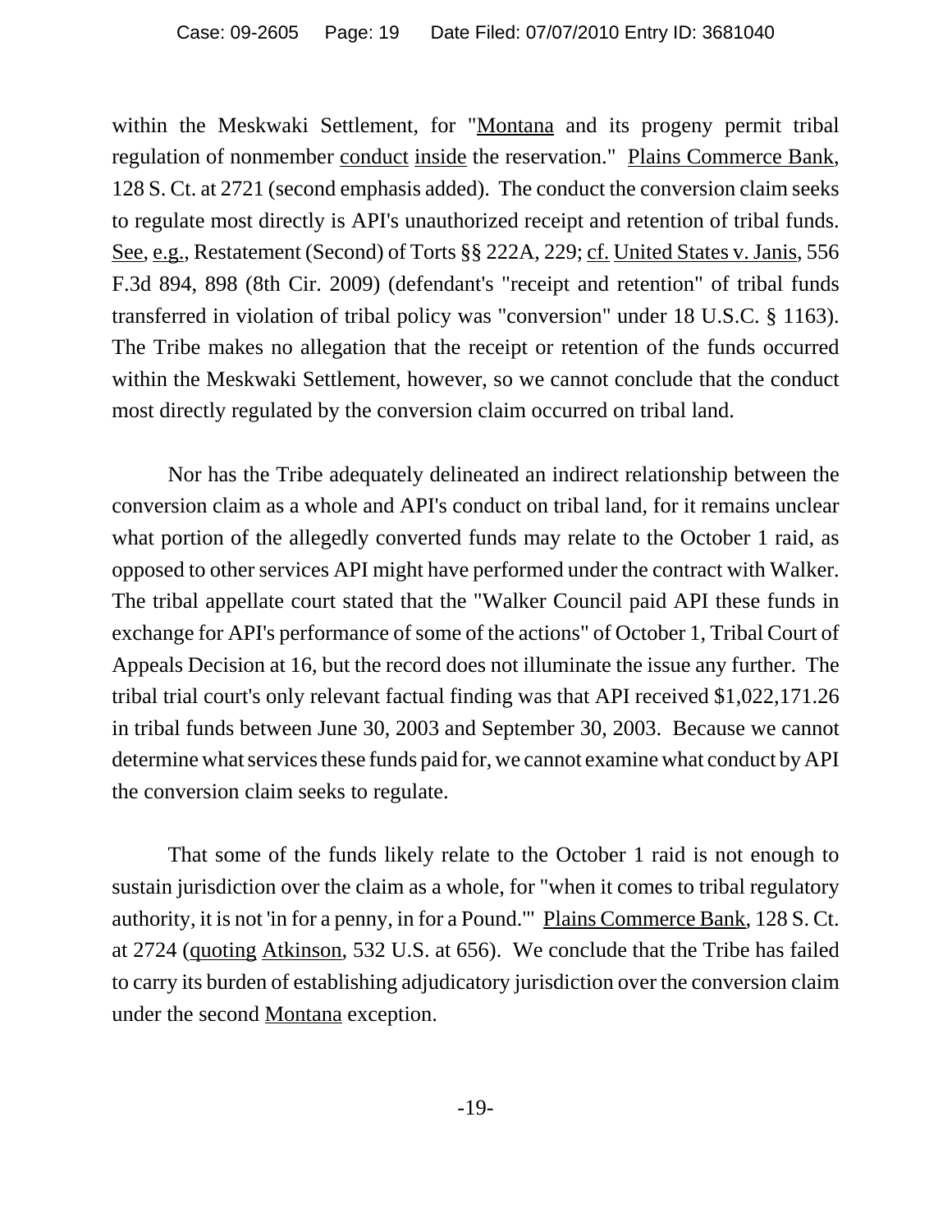within the Meskwaki Settlement, for "Montana and its progeny permit tribal regulation of nonmember conduct inside the reservation." Plains Commerce Bank, 128 S. Ct. at 2721 (second emphasis added). The conduct the conversion claim seeks to regulate most directly is API's unauthorized receipt and retention of tribal funds. See, e.g., Restatement (Second) of Torts §§ 222A, 229; cf. United States v. Janis, 556 F.3d 894, 898 (8th Cir. 2009) (defendant's "receipt and retention" of tribal funds transferred in violation of tribal policy was "conversion" under 18 U.S.C. § 1163). The Tribe makes no allegation that the receipt or retention of the funds occurred within the Meskwaki Settlement, however, so we cannot conclude that the conduct most directly regulated by the conversion claim occurred on tribal land.

Nor has the Tribe adequately delineated an indirect relationship between the conversion claim as a whole and API's conduct on tribal land, for it remains unclear what portion of the allegedly converted funds may relate to the October 1 raid, as opposed to other services API might have performed under the contract with Walker. The tribal appellate court stated that the "Walker Council paid API these funds in exchange for API's performance of some of the actions" of October 1, Tribal Court of Appeals Decision at 16, but the record does not illuminate the issue any further. The tribal trial court's only relevant factual finding was that API received $1,022,171.26 in tribal funds between June 30, 2003 and September 30, 2003. Because we cannot determine what services these funds paid for, we cannot examine what conduct by API the conversion claim seeks to regulate.

That some of the funds likely relate to the October 1 raid is not enough to sustain jurisdiction over the claim as a whole, for "when it comes to tribal regulatory authority, it is not 'in for a penny, in for a Pound.'" Plains Commerce Bank, 128 S. Ct. at 2724 (quoting Atkinson, 532 U.S. at 656). We conclude that the Tribe has failed to carry its burden of establishing adjudicatory jurisdiction over the conversion claim under the second Montana exception.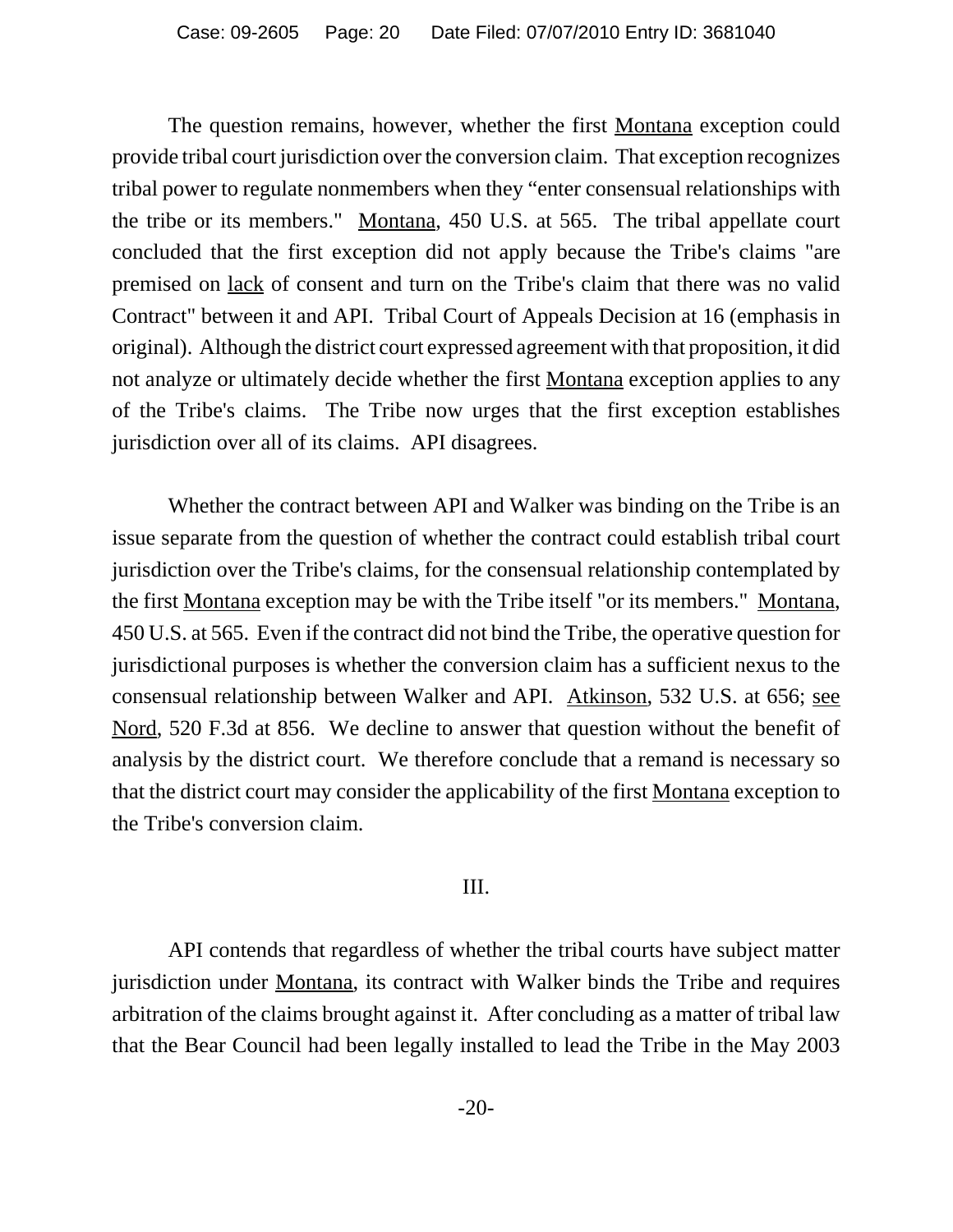The question remains, however, whether the first Montana exception could provide tribal court jurisdiction over the conversion claim. That exception recognizes tribal power to regulate nonmembers when they "enter consensual relationships with the tribe or its members." Montana, 450 U.S. at 565. The tribal appellate court concluded that the first exception did not apply because the Tribe's claims "are premised on lack of consent and turn on the Tribe's claim that there was no valid Contract" between it and API. Tribal Court of Appeals Decision at 16 (emphasis in original). Although the district court expressed agreement with that proposition, it did not analyze or ultimately decide whether the first Montana exception applies to any of the Tribe's claims. The Tribe now urges that the first exception establishes jurisdiction over all of its claims. API disagrees.

Whether the contract between API and Walker was binding on the Tribe is an issue separate from the question of whether the contract could establish tribal court jurisdiction over the Tribe's claims, for the consensual relationship contemplated by the first Montana exception may be with the Tribe itself "or its members." Montana, 450 U.S. at 565. Even if the contract did not bind the Tribe, the operative question for jurisdictional purposes is whether the conversion claim has a sufficient nexus to the consensual relationship between Walker and API. Atkinson, 532 U.S. at 656; see Nord, 520 F.3d at 856. We decline to answer that question without the benefit of analysis by the district court. We therefore conclude that a remand is necessary so that the district court may consider the applicability of the first Montana exception to the Tribe's conversion claim.

## III.

API contends that regardless of whether the tribal courts have subject matter jurisdiction under Montana, its contract with Walker binds the Tribe and requires arbitration of the claims brought against it. After concluding as a matter of tribal law that the Bear Council had been legally installed to lead the Tribe in the May 2003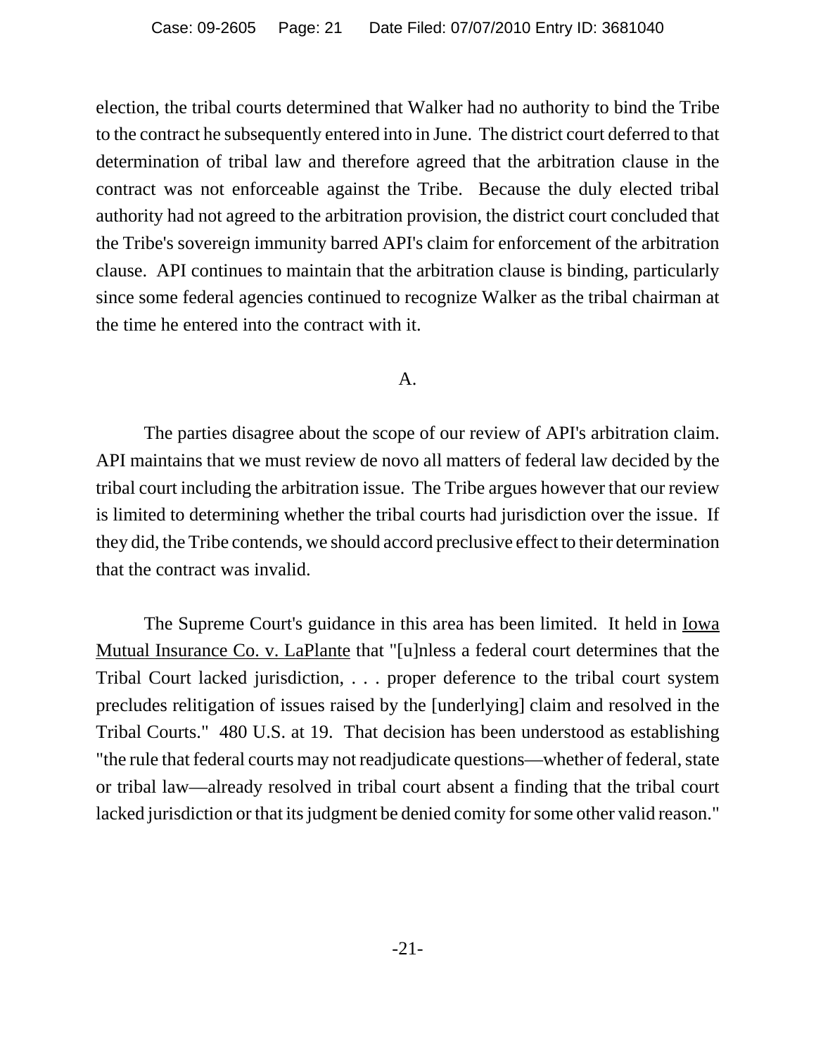election, the tribal courts determined that Walker had no authority to bind the Tribe to the contract he subsequently entered into in June. The district court deferred to that determination of tribal law and therefore agreed that the arbitration clause in the contract was not enforceable against the Tribe. Because the duly elected tribal authority had not agreed to the arbitration provision, the district court concluded that the Tribe's sovereign immunity barred API's claim for enforcement of the arbitration clause. API continues to maintain that the arbitration clause is binding, particularly since some federal agencies continued to recognize Walker as the tribal chairman at the time he entered into the contract with it.

A.

The parties disagree about the scope of our review of API's arbitration claim. API maintains that we must review de novo all matters of federal law decided by the tribal court including the arbitration issue. The Tribe argues however that our review is limited to determining whether the tribal courts had jurisdiction over the issue. If they did, the Tribe contends, we should accord preclusive effect to their determination that the contract was invalid.

The Supreme Court's guidance in this area has been limited. It held in Iowa Mutual Insurance Co. v. LaPlante that "[u]nless a federal court determines that the Tribal Court lacked jurisdiction, . . . proper deference to the tribal court system precludes relitigation of issues raised by the [underlying] claim and resolved in the Tribal Courts." 480 U.S. at 19. That decision has been understood as establishing "the rule that federal courts may not readjudicate questions—whether of federal, state or tribal law—already resolved in tribal court absent a finding that the tribal court lacked jurisdiction or that its judgment be denied comity for some other valid reason."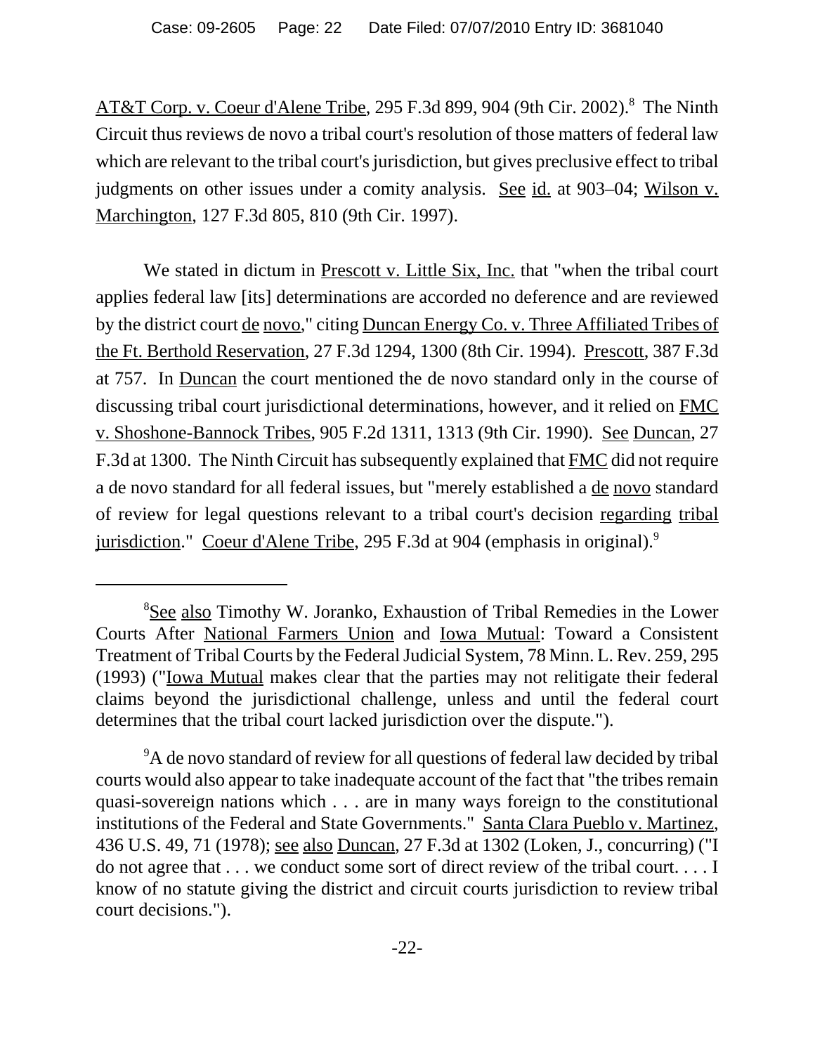AT&T Corp. v. Coeur d'Alene Tribe, 295 F.3d 899, 904 (9th Cir. 2002).[8] The Ninth Circuit thus reviews de novo a tribal court's resolution of those matters of federal law which are relevant to the tribal court's jurisdiction, but gives preclusive effect to tribal judgments on other issues under a comity analysis. See id. at 903–04; Wilson v. Marchington, 127 F.3d 805, 810 (9th Cir. 1997).

We stated in dictum in Prescott v. Little Six, Inc. that "when the tribal court applies federal law [its] determinations are accorded no deference and are reviewed by the district court de novo," citing Duncan Energy Co. v. Three Affiliated Tribes of the Ft. Berthold Reservation, 27 F.3d 1294, 1300 (8th Cir. 1994). Prescott, 387 F.3d at 757. In Duncan the court mentioned the de novo standard only in the course of discussing tribal court jurisdictional determinations, however, and it relied on FMC v. Shoshone-Bannock Tribes, 905 F.2d 1311, 1313 (9th Cir. 1990). See Duncan, 27 F.3d at 1300. The Ninth Circuit has subsequently explained that FMC did not require a de novo standard for all federal issues, but "merely established a de novo standard of review for legal questions relevant to a tribal court's decision regarding tribal jurisdiction." Coeur d'Alene Tribe, 295 F.3d at 904 (emphasis in original).[9]

---

[8] See also Timothy W. Joranko, Exhaustion of Tribal Remedies in the Lower Courts After National Farmers Union and Iowa Mutual: Toward a Consistent Treatment of Tribal Courts by the Federal Judicial System, 78 Minn. L. Rev. 259, 295 (1993) ("Iowa Mutual makes clear that the parties may not relitigate their federal claims beyond the jurisdictional challenge, unless and until the federal court determines that the tribal court lacked jurisdiction over the dispute.").

[9] A de novo standard of review for all questions of federal law decided by tribal courts would also appear to take inadequate account of the fact that "the tribes remain quasi-sovereign nations which . . . are in many ways foreign to the constitutional institutions of the Federal and State Governments." Santa Clara Pueblo v. Martinez, 436 U.S. 49, 71 (1978); see also Duncan, 27 F.3d at 1302 (Loken, J., concurring) ("I do not agree that . . . we conduct some sort of direct review of the tribal court. . . . I know of no statute giving the district and circuit courts jurisdiction to review tribal court decisions.").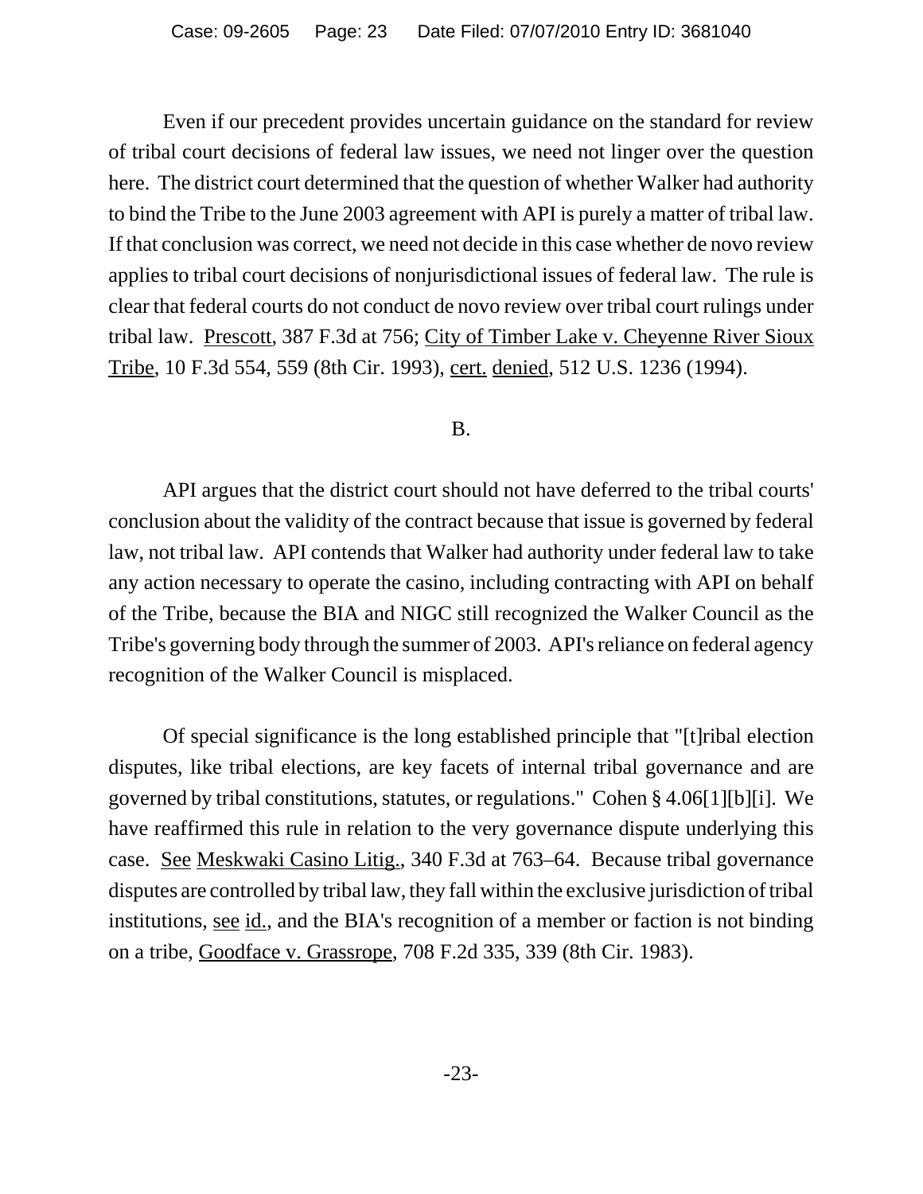Even if our precedent provides uncertain guidance on the standard for review of tribal court decisions of federal law issues, we need not linger over the question here. The district court determined that the question of whether Walker had authority to bind the Tribe to the June 2003 agreement with API is purely a matter of tribal law. If that conclusion was correct, we need not decide in this case whether de novo review applies to tribal court decisions of nonjurisdictional issues of federal law. The rule is clear that federal courts do not conduct de novo review over tribal court rulings under tribal law. Prescott, 387 F.3d at 756; City of Timber Lake v. Cheyenne River Sioux Tribe, 10 F.3d 554, 559 (8th Cir. 1993), cert. denied, 512 U.S. 1236 (1994).

B.

API argues that the district court should not have deferred to the tribal courts' conclusion about the validity of the contract because that issue is governed by federal law, not tribal law. API contends that Walker had authority under federal law to take any action necessary to operate the casino, including contracting with API on behalf of the Tribe, because the BIA and NIGC still recognized the Walker Council as the Tribe's governing body through the summer of 2003. API's reliance on federal agency recognition of the Walker Council is misplaced.

Of special significance is the long established principle that "[t]ribal election disputes, like tribal elections, are key facets of internal tribal governance and are governed by tribal constitutions, statutes, or regulations." Cohen § 4.06[1][b][i]. We have reaffirmed this rule in relation to the very governance dispute underlying this case. See Meskwaki Casino Litig., 340 F.3d at 763–64. Because tribal governance disputes are controlled by tribal law, they fall within the exclusive jurisdiction of tribal institutions, see id., and the BIA's recognition of a member or faction is not binding on a tribe, Goodface v. Grassrope, 708 F.2d 335, 339 (8th Cir. 1983).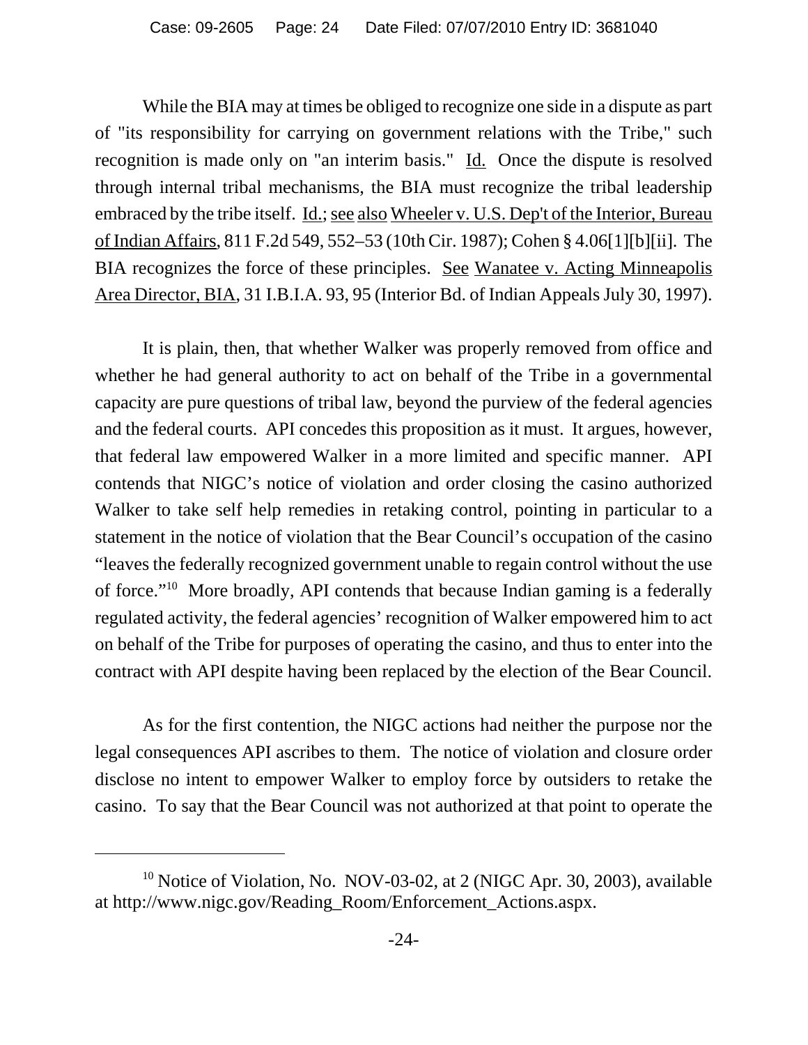While the BIA may at times be obliged to recognize one side in a dispute as part of "its responsibility for carrying on government relations with the Tribe," such recognition is made only on "an interim basis." Id. Once the dispute is resolved through internal tribal mechanisms, the BIA must recognize the tribal leadership embraced by the tribe itself. Id.; see also Wheeler v. U.S. Dep't of the Interior, Bureau of Indian Affairs, 811 F.2d 549, 552–53 (10th Cir. 1987); Cohen § 4.06[1][b][ii]. The BIA recognizes the force of these principles. See Wanatee v. Acting Minneapolis Area Director, BIA, 31 I.B.I.A. 93, 95 (Interior Bd. of Indian Appeals July 30, 1997).

It is plain, then, that whether Walker was properly removed from office and whether he had general authority to act on behalf of the Tribe in a governmental capacity are pure questions of tribal law, beyond the purview of the federal agencies and the federal courts. API concedes this proposition as it must. It argues, however, that federal law empowered Walker in a more limited and specific manner. API contends that NIGC's notice of violation and order closing the casino authorized Walker to take self help remedies in retaking control, pointing in particular to a statement in the notice of violation that the Bear Council's occupation of the casino "leaves the federally recognized government unable to regain control without the use of force."[10] More broadly, API contends that because Indian gaming is a federally regulated activity, the federal agencies' recognition of Walker empowered him to act on behalf of the Tribe for purposes of operating the casino, and thus to enter into the contract with API despite having been replaced by the election of the Bear Council.

As for the first contention, the NIGC actions had neither the purpose nor the legal consequences API ascribes to them. The notice of violation and closure order disclose no intent to empower Walker to employ force by outsiders to retake the casino. To say that the Bear Council was not authorized at that point to operate the

[10] Notice of Violation, No. NOV-03-02, at 2 (NIGC Apr. 30, 2003), available at http://www.nigc.gov/Reading_Room/Enforcement_Actions.aspx.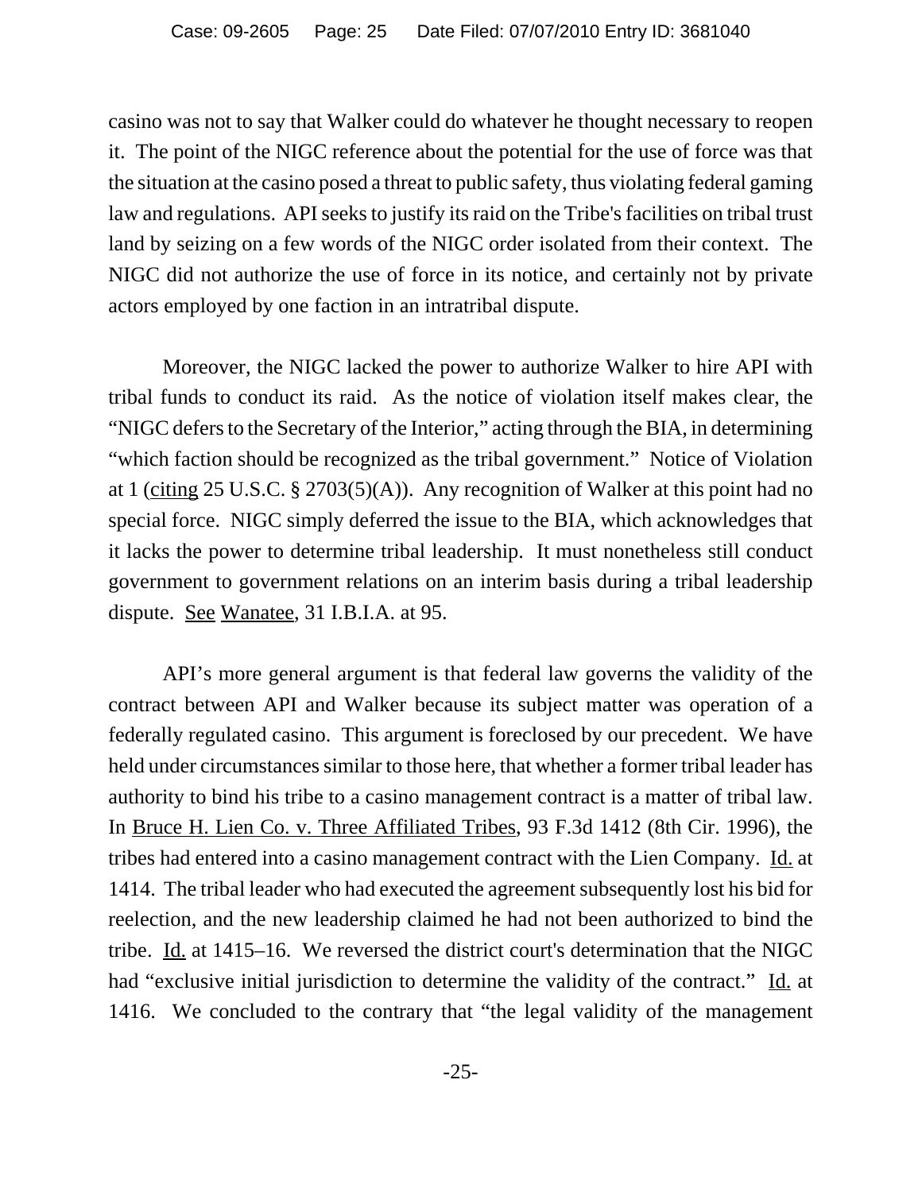casino was not to say that Walker could do whatever he thought necessary to reopen it. The point of the NIGC reference about the potential for the use of force was that the situation at the casino posed a threat to public safety, thus violating federal gaming law and regulations. API seeks to justify its raid on the Tribe's facilities on tribal trust land by seizing on a few words of the NIGC order isolated from their context. The NIGC did not authorize the use of force in its notice, and certainly not by private actors employed by one faction in an intratribal dispute.

Moreover, the NIGC lacked the power to authorize Walker to hire API with tribal funds to conduct its raid. As the notice of violation itself makes clear, the "NIGC defers to the Secretary of the Interior," acting through the BIA, in determining "which faction should be recognized as the tribal government." Notice of Violation at 1 (citing 25 U.S.C. § 2703(5)(A)). Any recognition of Walker at this point had no special force. NIGC simply deferred the issue to the BIA, which acknowledges that it lacks the power to determine tribal leadership. It must nonetheless still conduct government to government relations on an interim basis during a tribal leadership dispute. See Wanatee, 31 I.B.I.A. at 95.

API's more general argument is that federal law governs the validity of the contract between API and Walker because its subject matter was operation of a federally regulated casino. This argument is foreclosed by our precedent. We have held under circumstances similar to those here, that whether a former tribal leader has authority to bind his tribe to a casino management contract is a matter of tribal law. In Bruce H. Lien Co. v. Three Affiliated Tribes, 93 F.3d 1412 (8th Cir. 1996), the tribes had entered into a casino management contract with the Lien Company. Id. at 1414. The tribal leader who had executed the agreement subsequently lost his bid for reelection, and the new leadership claimed he had not been authorized to bind the tribe. Id. at 1415–16. We reversed the district court's determination that the NIGC had "exclusive initial jurisdiction to determine the validity of the contract." Id. at 1416. We concluded to the contrary that "the legal validity of the management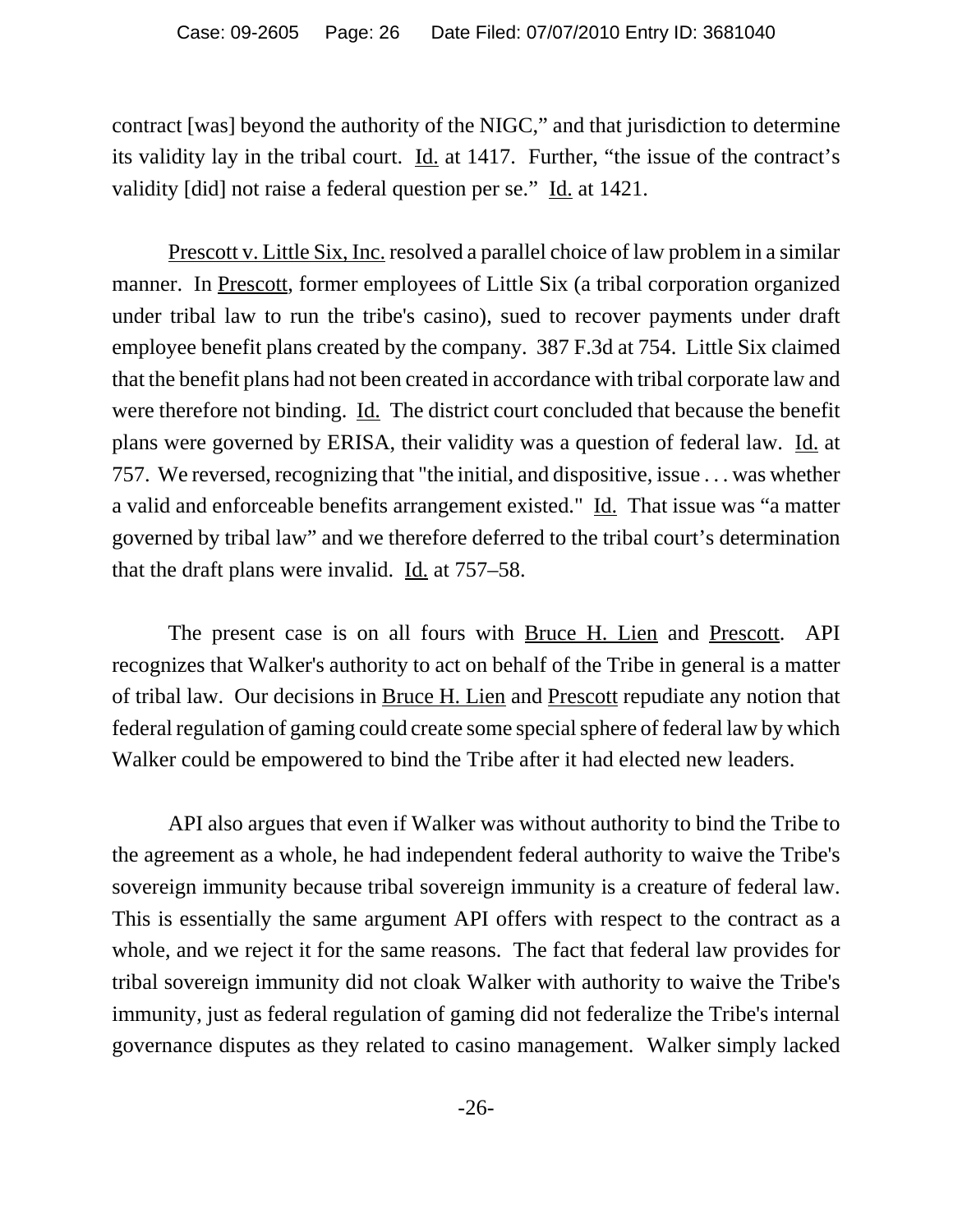contract [was] beyond the authority of the NIGC," and that jurisdiction to determine its validity lay in the tribal court. Id. at 1417. Further, "the issue of the contract's validity [did] not raise a federal question per se." Id. at 1421.

Prescott v. Little Six, Inc. resolved a parallel choice of law problem in a similar manner. In Prescott, former employees of Little Six (a tribal corporation organized under tribal law to run the tribe's casino), sued to recover payments under draft employee benefit plans created by the company. 387 F.3d at 754. Little Six claimed that the benefit plans had not been created in accordance with tribal corporate law and were therefore not binding. Id. The district court concluded that because the benefit plans were governed by ERISA, their validity was a question of federal law. Id. at 757. We reversed, recognizing that "the initial, and dispositive, issue . . . was whether a valid and enforceable benefits arrangement existed." Id. That issue was "a matter governed by tribal law" and we therefore deferred to the tribal court's determination that the draft plans were invalid. Id. at 757–58.

The present case is on all fours with Bruce H. Lien and Prescott. API recognizes that Walker's authority to act on behalf of the Tribe in general is a matter of tribal law. Our decisions in Bruce H. Lien and Prescott repudiate any notion that federal regulation of gaming could create some special sphere of federal law by which Walker could be empowered to bind the Tribe after it had elected new leaders.

API also argues that even if Walker was without authority to bind the Tribe to the agreement as a whole, he had independent federal authority to waive the Tribe's sovereign immunity because tribal sovereign immunity is a creature of federal law. This is essentially the same argument API offers with respect to the contract as a whole, and we reject it for the same reasons. The fact that federal law provides for tribal sovereign immunity did not cloak Walker with authority to waive the Tribe's immunity, just as federal regulation of gaming did not federalize the Tribe's internal governance disputes as they related to casino management. Walker simply lacked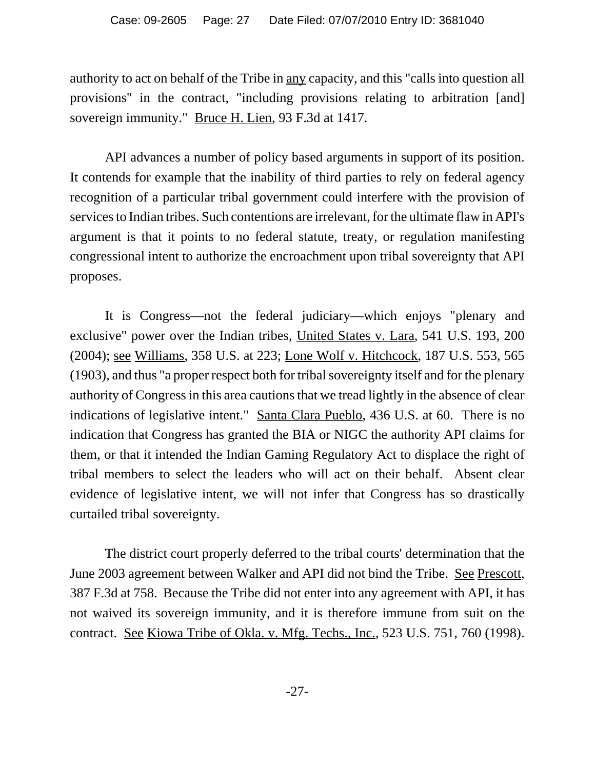authority to act on behalf of the Tribe in <u>any</u> capacity, and this "calls into question all provisions" in the contract, "including provisions relating to arbitration [and] sovereign immunity." <u>Bruce H. Lien</u>, 93 F.3d at 1417.

API advances a number of policy based arguments in support of its position. It contends for example that the inability of third parties to rely on federal agency recognition of a particular tribal government could interfere with the provision of services to Indian tribes. Such contentions are irrelevant, for the ultimate flaw in API's argument is that it points to no federal statute, treaty, or regulation manifesting congressional intent to authorize the encroachment upon tribal sovereignty that API proposes.

It is Congress—not the federal judiciary—which enjoys "plenary and exclusive" power over the Indian tribes, <u>United States v. Lara</u>, 541 U.S. 193, 200 (2004); <u>see</u> <u>Williams</u>, 358 U.S. at 223; <u>Lone Wolf v. Hitchcock</u>, 187 U.S. 553, 565 (1903), and thus "a proper respect both for tribal sovereignty itself and for the plenary authority of Congress in this area cautions that we tread lightly in the absence of clear indications of legislative intent." <u>Santa Clara Pueblo</u>, 436 U.S. at 60. There is no indication that Congress has granted the BIA or NIGC the authority API claims for them, or that it intended the Indian Gaming Regulatory Act to displace the right of tribal members to select the leaders who will act on their behalf. Absent clear evidence of legislative intent, we will not infer that Congress has so drastically curtailed tribal sovereignty.

The district court properly deferred to the tribal courts' determination that the June 2003 agreement between Walker and API did not bind the Tribe. <u>See</u> <u>Prescott</u>, 387 F.3d at 758. Because the Tribe did not enter into any agreement with API, it has not waived its sovereign immunity, and it is therefore immune from suit on the contract. <u>See</u> <u>Kiowa Tribe of Okla. v. Mfg. Techs., Inc.</u>, 523 U.S. 751, 760 (1998).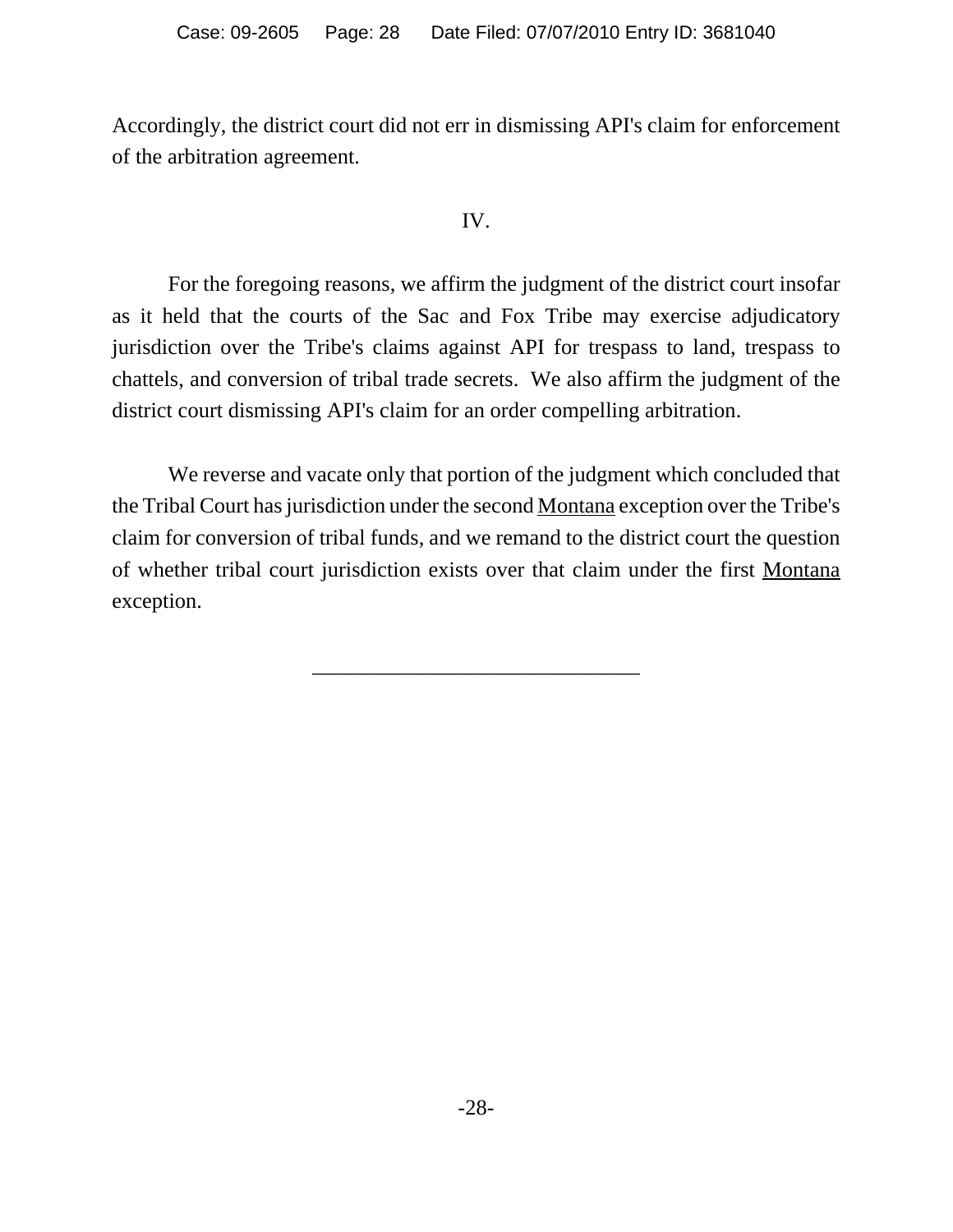Accordingly, the district court did not err in dismissing API's claim for enforcement of the arbitration agreement.

IV.

For the foregoing reasons, we affirm the judgment of the district court insofar as it held that the courts of the Sac and Fox Tribe may exercise adjudicatory jurisdiction over the Tribe's claims against API for trespass to land, trespass to chattels, and conversion of tribal trade secrets. We also affirm the judgment of the district court dismissing API's claim for an order compelling arbitration.

We reverse and vacate only that portion of the judgment which concluded that the Tribal Court has jurisdiction under the second Montana exception over the Tribe's claim for conversion of tribal funds, and we remand to the district court the question of whether tribal court jurisdiction exists over that claim under the first Montana exception.

______________________________